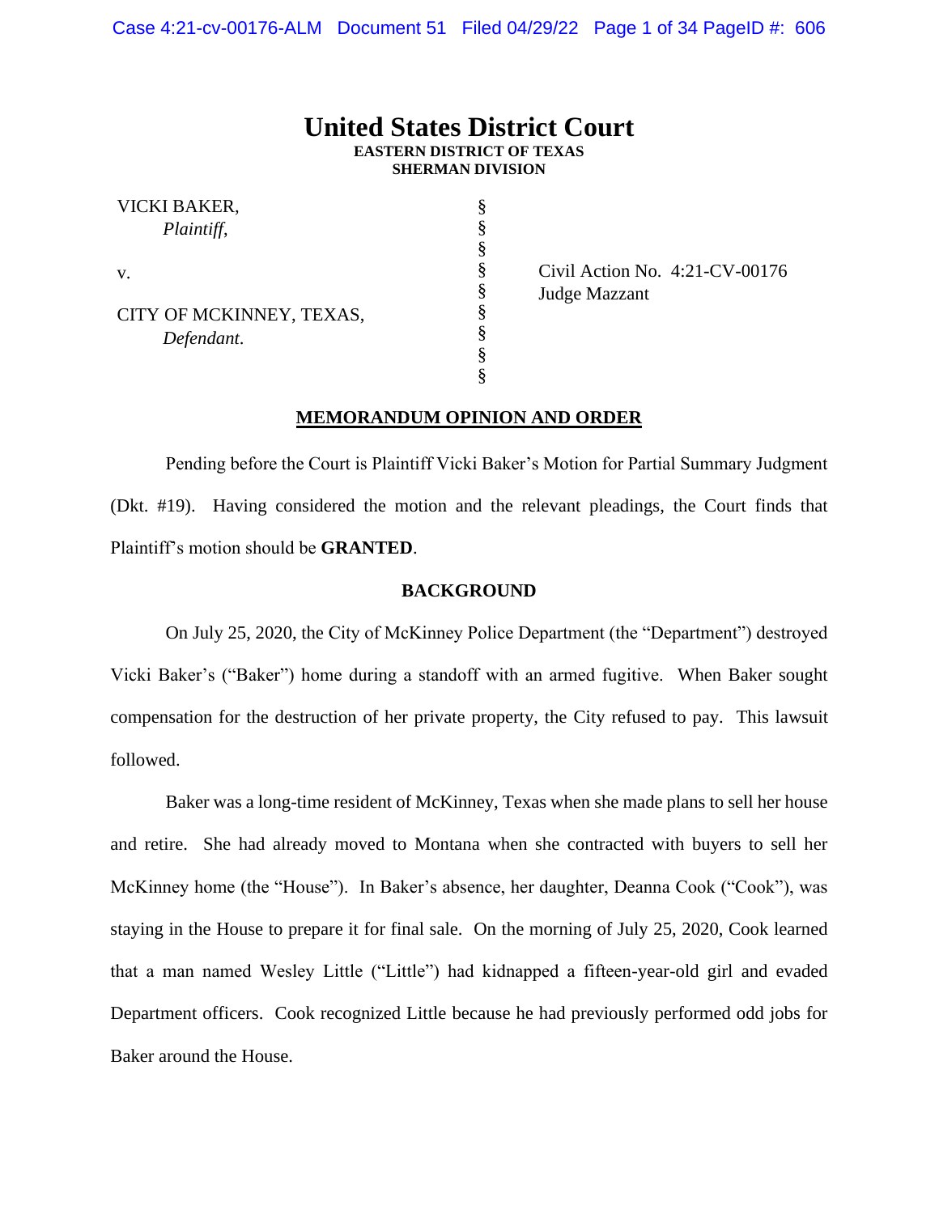# United States District Court
**EASTERN DISTRICT OF TEXAS**
**SHERMAN DIVISION**

| | | |
|---|---|---|
| VICKI BAKER, *Plaintiff,* | § | |
| v. | § | Civil Action No. 4:21-CV-00176 Judge Mazzant |
| CITY OF MCKINNEY, TEXAS, *Defendant.* | § | |

**MEMORANDUM OPINION AND ORDER**

Pending before the Court is Plaintiff Vicki Baker's Motion for Partial Summary Judgment (Dkt. #19). Having considered the motion and the relevant pleadings, the Court finds that Plaintiff's motion should be **GRANTED**.

**BACKGROUND**

On July 25, 2020, the City of McKinney Police Department (the "Department") destroyed Vicki Baker's ("Baker") home during a standoff with an armed fugitive. When Baker sought compensation for the destruction of her private property, the City refused to pay. This lawsuit followed.

Baker was a long-time resident of McKinney, Texas when she made plans to sell her house and retire. She had already moved to Montana when she contracted with buyers to sell her McKinney home (the "House"). In Baker's absence, her daughter, Deanna Cook ("Cook"), was staying in the House to prepare it for final sale. On the morning of July 25, 2020, Cook learned that a man named Wesley Little ("Little") had kidnapped a fifteen-year-old girl and evaded Department officers. Cook recognized Little because he had previously performed odd jobs for Baker around the House.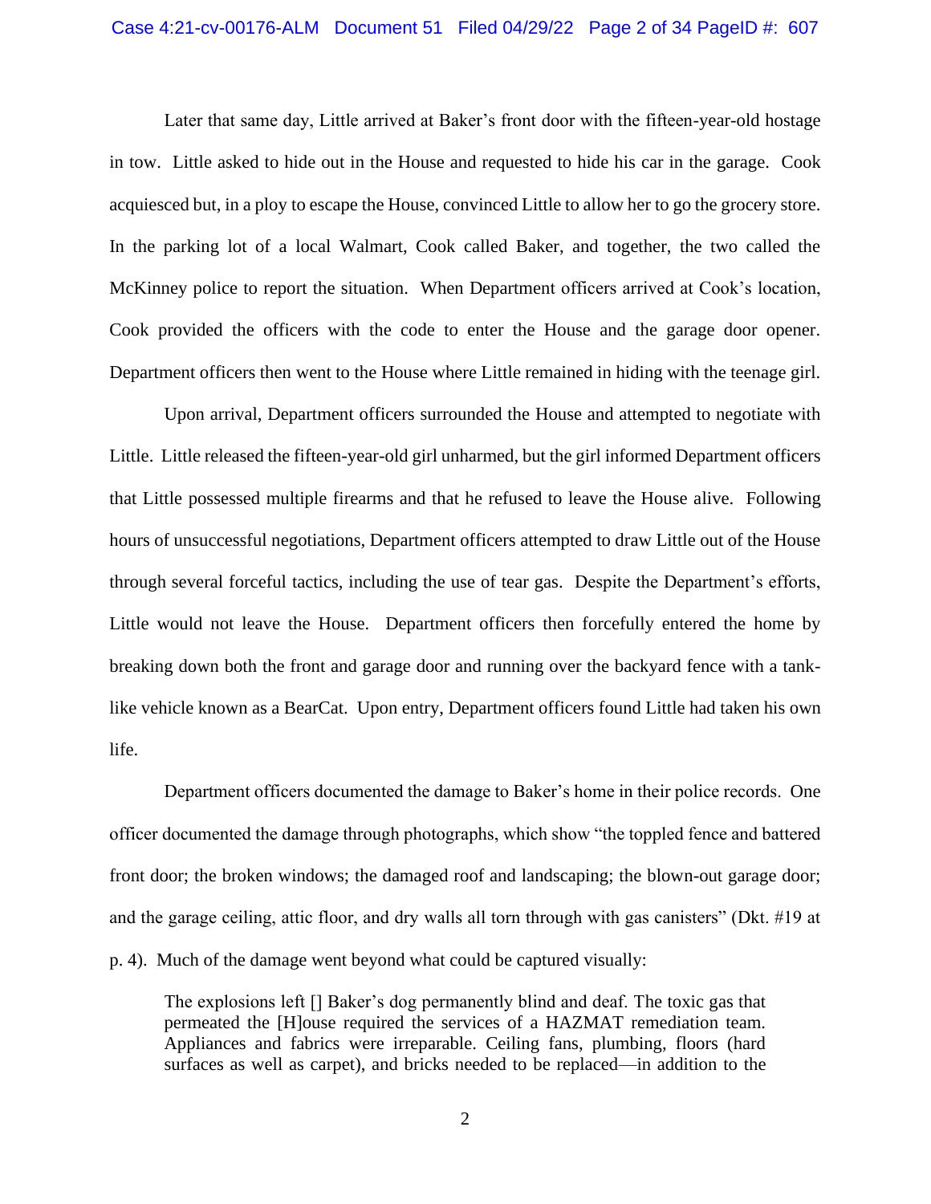Later that same day, Little arrived at Baker's front door with the fifteen-year-old hostage in tow. Little asked to hide out in the House and requested to hide his car in the garage. Cook acquiesced but, in a ploy to escape the House, convinced Little to allow her to go the grocery store. In the parking lot of a local Walmart, Cook called Baker, and together, the two called the McKinney police to report the situation. When Department officers arrived at Cook's location, Cook provided the officers with the code to enter the House and the garage door opener. Department officers then went to the House where Little remained in hiding with the teenage girl.

Upon arrival, Department officers surrounded the House and attempted to negotiate with Little. Little released the fifteen-year-old girl unharmed, but the girl informed Department officers that Little possessed multiple firearms and that he refused to leave the House alive. Following hours of unsuccessful negotiations, Department officers attempted to draw Little out of the House through several forceful tactics, including the use of tear gas. Despite the Department's efforts, Little would not leave the House. Department officers then forcefully entered the home by breaking down both the front and garage door and running over the backyard fence with a tank-like vehicle known as a BearCat. Upon entry, Department officers found Little had taken his own life.

Department officers documented the damage to Baker's home in their police records. One officer documented the damage through photographs, which show "the toppled fence and battered front door; the broken windows; the damaged roof and landscaping; the blown-out garage door; and the garage ceiling, attic floor, and dry walls all torn through with gas canisters" (Dkt. #19 at p. 4). Much of the damage went beyond what could be captured visually:

> The explosions left [] Baker's dog permanently blind and deaf. The toxic gas that permeated the [H]ouse required the services of a HAZMAT remediation team. Appliances and fabrics were irreparable. Ceiling fans, plumbing, floors (hard surfaces as well as carpet), and bricks needed to be replaced—in addition to the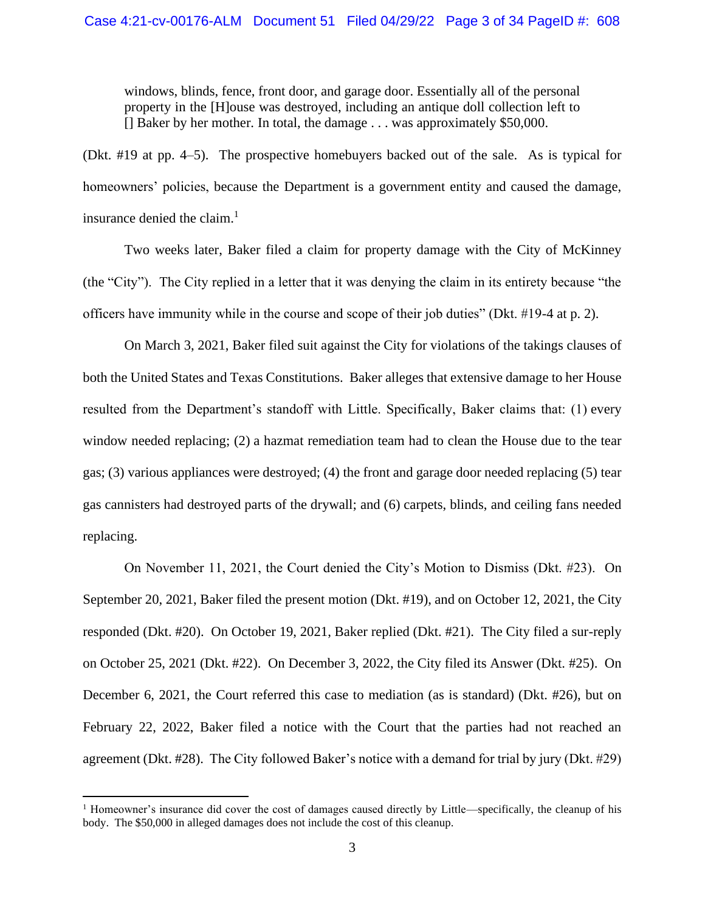> windows, blinds, fence, front door, and garage door. Essentially all of the personal property in the [H]ouse was destroyed, including an antique doll collection left to [] Baker by her mother. In total, the damage . . . was approximately $50,000.

(Dkt. #19 at pp. 4–5). The prospective homebuyers backed out of the sale. As is typical for homeowners' policies, because the Department is a government entity and caused the damage, insurance denied the claim.[1]

Two weeks later, Baker filed a claim for property damage with the City of McKinney (the "City"). The City replied in a letter that it was denying the claim in its entirety because "the officers have immunity while in the course and scope of their job duties" (Dkt. #19-4 at p. 2).

On March 3, 2021, Baker filed suit against the City for violations of the takings clauses of both the United States and Texas Constitutions. Baker alleges that extensive damage to her House resulted from the Department's standoff with Little. Specifically, Baker claims that: (1) every window needed replacing; (2) a hazmat remediation team had to clean the House due to the tear gas; (3) various appliances were destroyed; (4) the front and garage door needed replacing (5) tear gas cannisters had destroyed parts of the drywall; and (6) carpets, blinds, and ceiling fans needed replacing.

On November 11, 2021, the Court denied the City's Motion to Dismiss (Dkt. #23). On September 20, 2021, Baker filed the present motion (Dkt. #19), and on October 12, 2021, the City responded (Dkt. #20). On October 19, 2021, Baker replied (Dkt. #21). The City filed a sur-reply on October 25, 2021 (Dkt. #22). On December 3, 2022, the City filed its Answer (Dkt. #25). On December 6, 2021, the Court referred this case to mediation (as is standard) (Dkt. #26), but on February 22, 2022, Baker filed a notice with the Court that the parties had not reached an agreement (Dkt. #28). The City followed Baker's notice with a demand for trial by jury (Dkt. #29)

---

[1] Homeowner's insurance did cover the cost of damages caused directly by Little—specifically, the cleanup of his body. The $50,000 in alleged damages does not include the cost of this cleanup.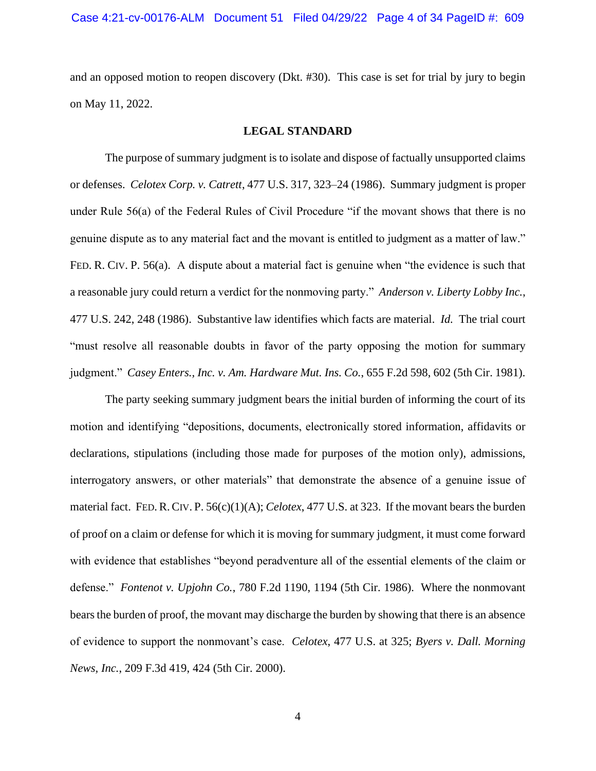and an opposed motion to reopen discovery (Dkt. #30). This case is set for trial by jury to begin on May 11, 2022.

## LEGAL STANDARD

The purpose of summary judgment is to isolate and dispose of factually unsupported claims or defenses. *Celotex Corp. v. Catrett*, 477 U.S. 317, 323–24 (1986). Summary judgment is proper under Rule 56(a) of the Federal Rules of Civil Procedure "if the movant shows that there is no genuine dispute as to any material fact and the movant is entitled to judgment as a matter of law." FED. R. CIV. P. 56(a). A dispute about a material fact is genuine when "the evidence is such that a reasonable jury could return a verdict for the nonmoving party." *Anderson v. Liberty Lobby Inc.*, 477 U.S. 242, 248 (1986). Substantive law identifies which facts are material. *Id.* The trial court "must resolve all reasonable doubts in favor of the party opposing the motion for summary judgment." *Casey Enters., Inc. v. Am. Hardware Mut. Ins. Co.*, 655 F.2d 598, 602 (5th Cir. 1981).

The party seeking summary judgment bears the initial burden of informing the court of its motion and identifying "depositions, documents, electronically stored information, affidavits or declarations, stipulations (including those made for purposes of the motion only), admissions, interrogatory answers, or other materials" that demonstrate the absence of a genuine issue of material fact. FED. R. CIV. P. 56(c)(1)(A); *Celotex*, 477 U.S. at 323. If the movant bears the burden of proof on a claim or defense for which it is moving for summary judgment, it must come forward with evidence that establishes "beyond peradventure all of the essential elements of the claim or defense." *Fontenot v. Upjohn Co.*, 780 F.2d 1190, 1194 (5th Cir. 1986). Where the nonmovant bears the burden of proof, the movant may discharge the burden by showing that there is an absence of evidence to support the nonmovant's case. *Celotex*, 477 U.S. at 325; *Byers v. Dall. Morning News, Inc.*, 209 F.3d 419, 424 (5th Cir. 2000).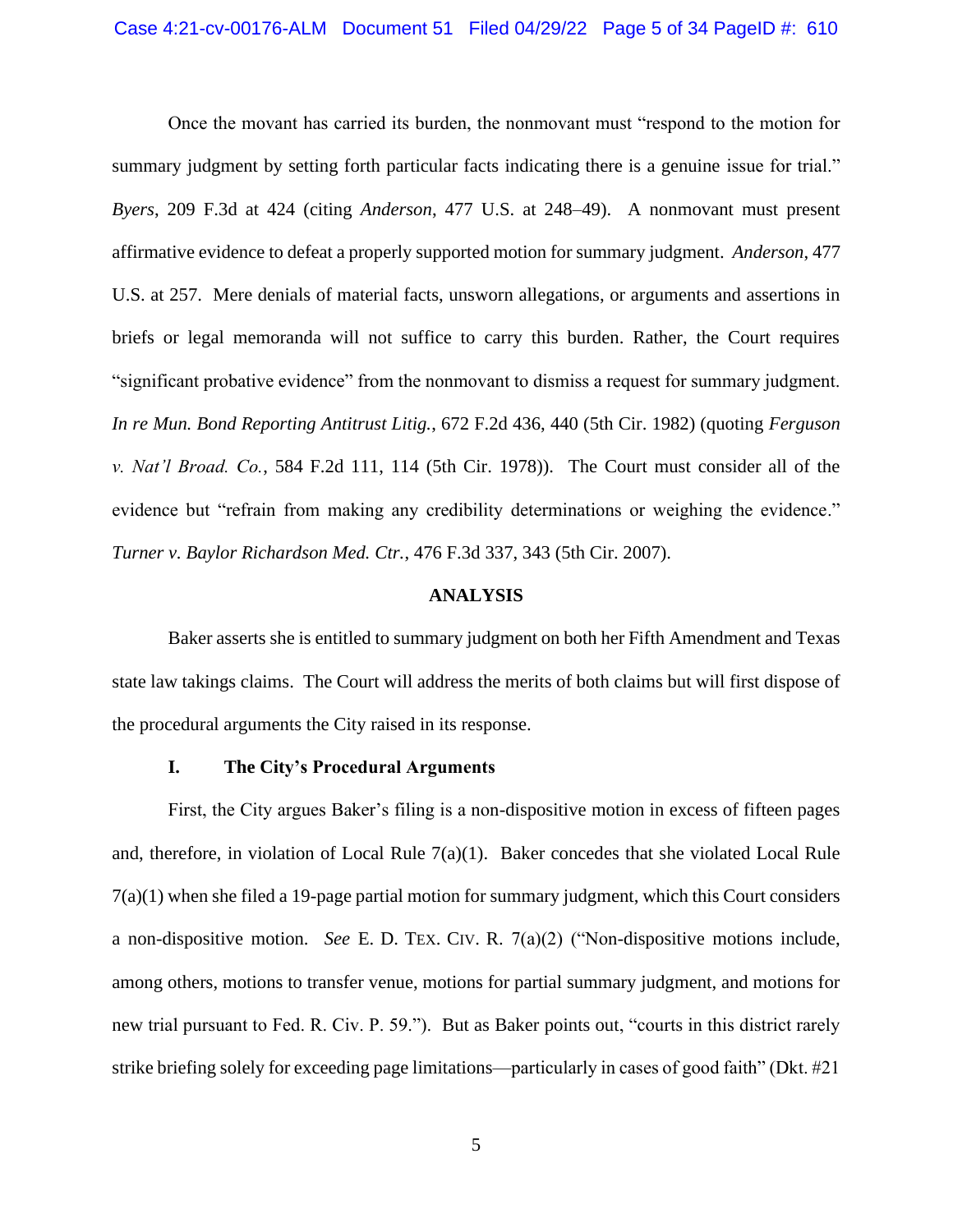Once the movant has carried its burden, the nonmovant must "respond to the motion for summary judgment by setting forth particular facts indicating there is a genuine issue for trial." *Byers*, 209 F.3d at 424 (citing *Anderson*, 477 U.S. at 248–49). A nonmovant must present affirmative evidence to defeat a properly supported motion for summary judgment. *Anderson*, 477 U.S. at 257. Mere denials of material facts, unsworn allegations, or arguments and assertions in briefs or legal memoranda will not suffice to carry this burden. Rather, the Court requires "significant probative evidence" from the nonmovant to dismiss a request for summary judgment. *In re Mun. Bond Reporting Antitrust Litig.*, 672 F.2d 436, 440 (5th Cir. 1982) (quoting *Ferguson v. Nat'l Broad. Co.*, 584 F.2d 111, 114 (5th Cir. 1978)). The Court must consider all of the evidence but "refrain from making any credibility determinations or weighing the evidence." *Turner v. Baylor Richardson Med. Ctr.*, 476 F.3d 337, 343 (5th Cir. 2007).

## ANALYSIS

Baker asserts she is entitled to summary judgment on both her Fifth Amendment and Texas state law takings claims. The Court will address the merits of both claims but will first dispose of the procedural arguments the City raised in its response.

### I. The City's Procedural Arguments

First, the City argues Baker's filing is a non-dispositive motion in excess of fifteen pages and, therefore, in violation of Local Rule 7(a)(1). Baker concedes that she violated Local Rule 7(a)(1) when she filed a 19-page partial motion for summary judgment, which this Court considers a non-dispositive motion. *See* E. D. TEX. CIV. R. 7(a)(2) ("Non-dispositive motions include, among others, motions to transfer venue, motions for partial summary judgment, and motions for new trial pursuant to Fed. R. Civ. P. 59."). But as Baker points out, "courts in this district rarely strike briefing solely for exceeding page limitations—particularly in cases of good faith" (Dkt. #21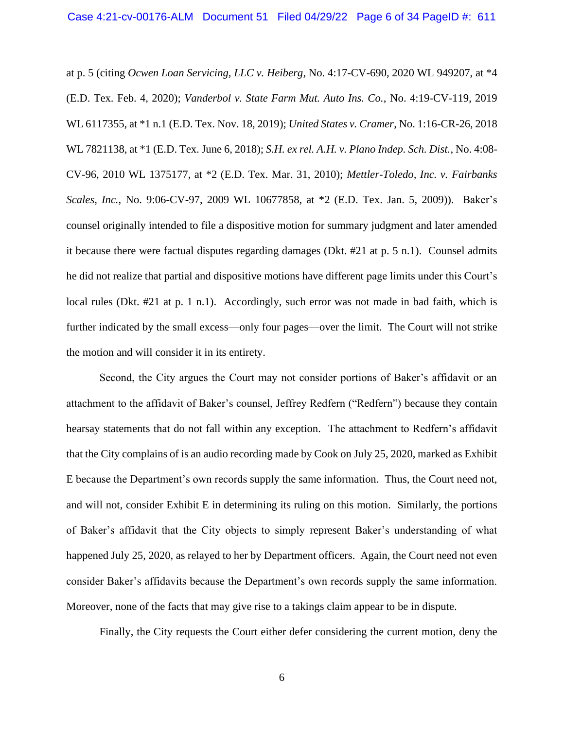at p. 5 (citing *Ocwen Loan Servicing, LLC v. Heiberg*, No. 4:17-CV-690, 2020 WL 949207, at *4 (E.D. Tex. Feb. 4, 2020); *Vanderbol v. State Farm Mut. Auto Ins. Co.*, No. 4:19-CV-119, 2019 WL 6117355, at *1 n.1 (E.D. Tex. Nov. 18, 2019); *United States v. Cramer*, No. 1:16-CR-26, 2018 WL 7821138, at *1 (E.D. Tex. June 6, 2018); *S.H. ex rel. A.H. v. Plano Indep. Sch. Dist.*, No. 4:08-CV-96, 2010 WL 1375177, at *2 (E.D. Tex. Mar. 31, 2010); *Mettler-Toledo, Inc. v. Fairbanks Scales, Inc.*, No. 9:06-CV-97, 2009 WL 10677858, at *2 (E.D. Tex. Jan. 5, 2009)). Baker's counsel originally intended to file a dispositive motion for summary judgment and later amended it because there were factual disputes regarding damages (Dkt. #21 at p. 5 n.1). Counsel admits he did not realize that partial and dispositive motions have different page limits under this Court's local rules (Dkt. #21 at p. 1 n.1). Accordingly, such error was not made in bad faith, which is further indicated by the small excess—only four pages—over the limit. The Court will not strike the motion and will consider it in its entirety.

Second, the City argues the Court may not consider portions of Baker's affidavit or an attachment to the affidavit of Baker's counsel, Jeffrey Redfern ("Redfern") because they contain hearsay statements that do not fall within any exception. The attachment to Redfern's affidavit that the City complains of is an audio recording made by Cook on July 25, 2020, marked as Exhibit E because the Department's own records supply the same information. Thus, the Court need not, and will not, consider Exhibit E in determining its ruling on this motion. Similarly, the portions of Baker's affidavit that the City objects to simply represent Baker's understanding of what happened July 25, 2020, as relayed to her by Department officers. Again, the Court need not even consider Baker's affidavits because the Department's own records supply the same information. Moreover, none of the facts that may give rise to a takings claim appear to be in dispute.

Finally, the City requests the Court either defer considering the current motion, deny the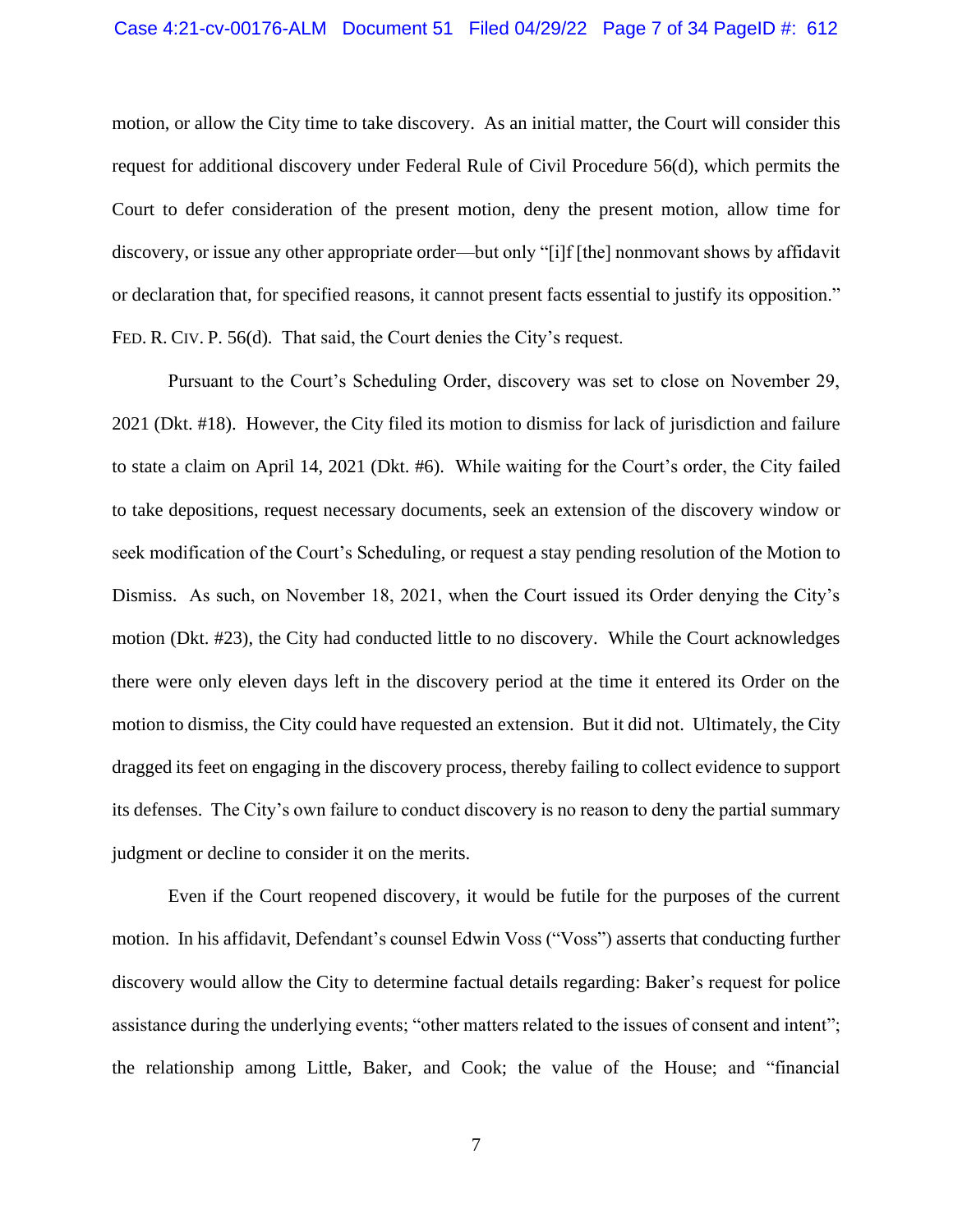motion, or allow the City time to take discovery. As an initial matter, the Court will consider this request for additional discovery under Federal Rule of Civil Procedure 56(d), which permits the Court to defer consideration of the present motion, deny the present motion, allow time for discovery, or issue any other appropriate order—but only "[i]f [the] nonmovant shows by affidavit or declaration that, for specified reasons, it cannot present facts essential to justify its opposition." FED. R. CIV. P. 56(d). That said, the Court denies the City's request.

Pursuant to the Court's Scheduling Order, discovery was set to close on November 29, 2021 (Dkt. #18). However, the City filed its motion to dismiss for lack of jurisdiction and failure to state a claim on April 14, 2021 (Dkt. #6). While waiting for the Court's order, the City failed to take depositions, request necessary documents, seek an extension of the discovery window or seek modification of the Court's Scheduling, or request a stay pending resolution of the Motion to Dismiss. As such, on November 18, 2021, when the Court issued its Order denying the City's motion (Dkt. #23), the City had conducted little to no discovery. While the Court acknowledges there were only eleven days left in the discovery period at the time it entered its Order on the motion to dismiss, the City could have requested an extension. But it did not. Ultimately, the City dragged its feet on engaging in the discovery process, thereby failing to collect evidence to support its defenses. The City's own failure to conduct discovery is no reason to deny the partial summary judgment or decline to consider it on the merits.

Even if the Court reopened discovery, it would be futile for the purposes of the current motion. In his affidavit, Defendant's counsel Edwin Voss ("Voss") asserts that conducting further discovery would allow the City to determine factual details regarding: Baker's request for police assistance during the underlying events; "other matters related to the issues of consent and intent"; the relationship among Little, Baker, and Cook; the value of the House; and "financial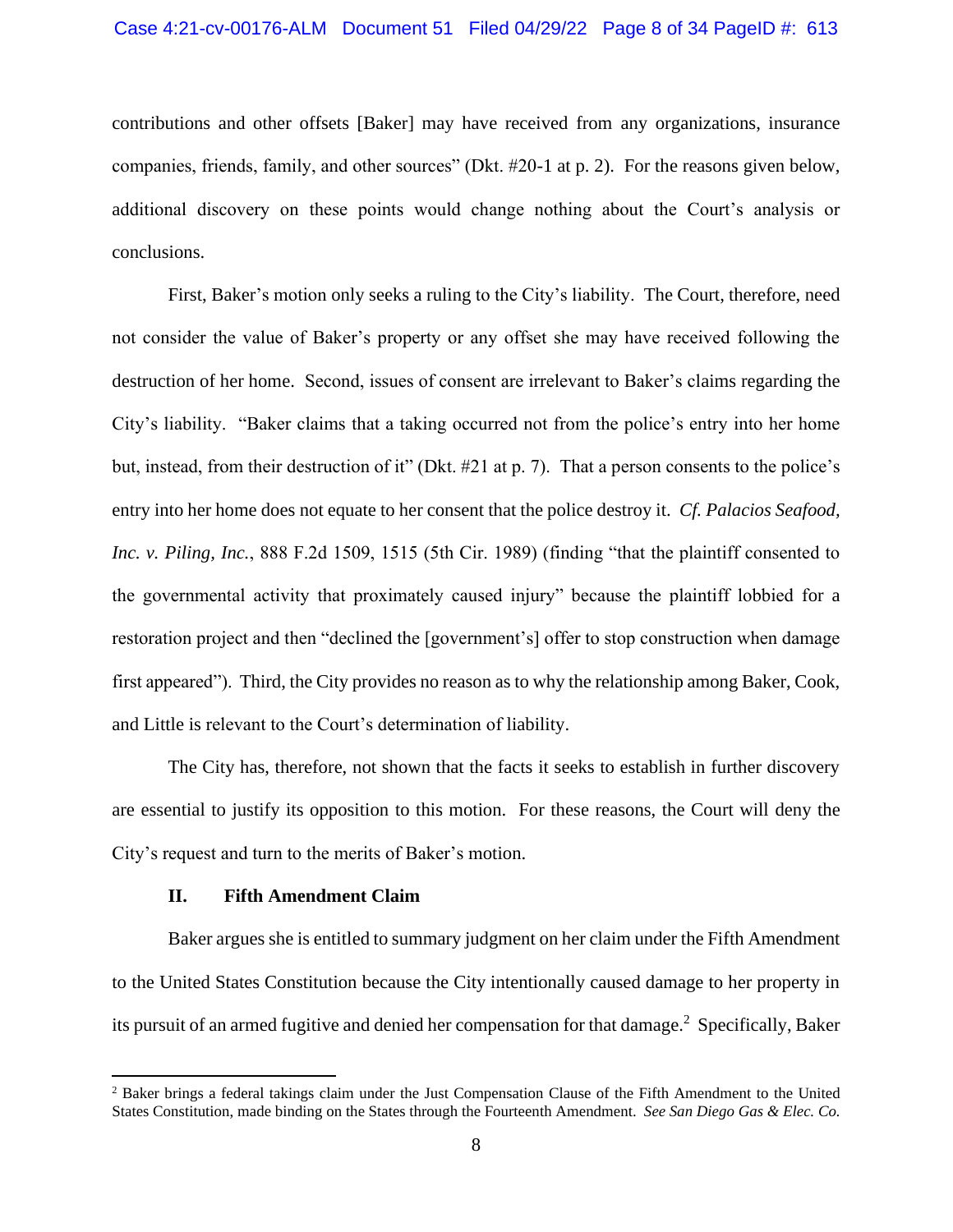contributions and other offsets [Baker] may have received from any organizations, insurance companies, friends, family, and other sources" (Dkt. #20-1 at p. 2). For the reasons given below, additional discovery on these points would change nothing about the Court's analysis or conclusions.

First, Baker's motion only seeks a ruling to the City's liability. The Court, therefore, need not consider the value of Baker's property or any offset she may have received following the destruction of her home. Second, issues of consent are irrelevant to Baker's claims regarding the City's liability. "Baker claims that a taking occurred not from the police's entry into her home but, instead, from their destruction of it" (Dkt. #21 at p. 7). That a person consents to the police's entry into her home does not equate to her consent that the police destroy it. *Cf. Palacios Seafood, Inc. v. Piling, Inc.*, 888 F.2d 1509, 1515 (5th Cir. 1989) (finding "that the plaintiff consented to the governmental activity that proximately caused injury" because the plaintiff lobbied for a restoration project and then "declined the [government's] offer to stop construction when damage first appeared"). Third, the City provides no reason as to why the relationship among Baker, Cook, and Little is relevant to the Court's determination of liability.

The City has, therefore, not shown that the facts it seeks to establish in further discovery are essential to justify its opposition to this motion. For these reasons, the Court will deny the City's request and turn to the merits of Baker's motion.

## II. Fifth Amendment Claim

Baker argues she is entitled to summary judgment on her claim under the Fifth Amendment to the United States Constitution because the City intentionally caused damage to her property in its pursuit of an armed fugitive and denied her compensation for that damage.[2] Specifically, Baker

---

[2] Baker brings a federal takings claim under the Just Compensation Clause of the Fifth Amendment to the United States Constitution, made binding on the States through the Fourteenth Amendment. *See San Diego Gas & Elec. Co.*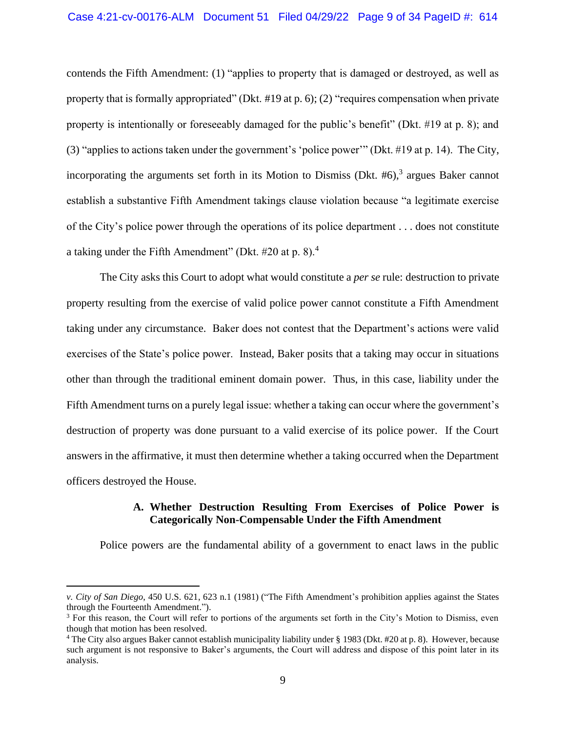contends the Fifth Amendment: (1) "applies to property that is damaged or destroyed, as well as property that is formally appropriated" (Dkt. #19 at p. 6); (2) "requires compensation when private property is intentionally or foreseeably damaged for the public's benefit" (Dkt. #19 at p. 8); and (3) "applies to actions taken under the government's 'police power'" (Dkt. #19 at p. 14). The City, incorporating the arguments set forth in its Motion to Dismiss (Dkt. #6),[3] argues Baker cannot establish a substantive Fifth Amendment takings clause violation because "a legitimate exercise of the City's police power through the operations of its police department . . . does not constitute a taking under the Fifth Amendment" (Dkt. #20 at p. 8).[4]

The City asks this Court to adopt what would constitute a *per se* rule: destruction to private property resulting from the exercise of valid police power cannot constitute a Fifth Amendment taking under any circumstance. Baker does not contest that the Department's actions were valid exercises of the State's police power. Instead, Baker posits that a taking may occur in situations other than through the traditional eminent domain power. Thus, in this case, liability under the Fifth Amendment turns on a purely legal issue: whether a taking can occur where the government's destruction of property was done pursuant to a valid exercise of its police power. If the Court answers in the affirmative, it must then determine whether a taking occurred when the Department officers destroyed the House.

### A. Whether Destruction Resulting From Exercises of Police Power is Categorically Non-Compensable Under the Fifth Amendment

Police powers are the fundamental ability of a government to enact laws in the public

---

*v. City of San Diego*, 450 U.S. 621, 623 n.1 (1981) ("The Fifth Amendment's prohibition applies against the States through the Fourteenth Amendment.").

[3] For this reason, the Court will refer to portions of the arguments set forth in the City's Motion to Dismiss, even though that motion has been resolved.

[4] The City also argues Baker cannot establish municipality liability under § 1983 (Dkt. #20 at p. 8). However, because such argument is not responsive to Baker's arguments, the Court will address and dispose of this point later in its analysis.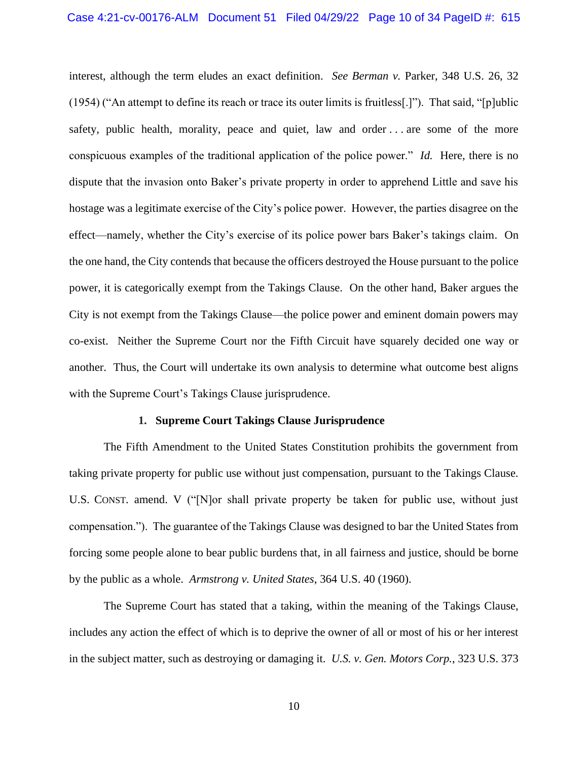interest, although the term eludes an exact definition. *See Berman v.* Parker, 348 U.S. 26, 32 (1954) ("An attempt to define its reach or trace its outer limits is fruitless[.]"). That said, "[p]ublic safety, public health, morality, peace and quiet, law and order . . . are some of the more conspicuous examples of the traditional application of the police power." *Id.* Here, there is no dispute that the invasion onto Baker's private property in order to apprehend Little and save his hostage was a legitimate exercise of the City's police power. However, the parties disagree on the effect—namely, whether the City's exercise of its police power bars Baker's takings claim. On the one hand, the City contends that because the officers destroyed the House pursuant to the police power, it is categorically exempt from the Takings Clause. On the other hand, Baker argues the City is not exempt from the Takings Clause—the police power and eminent domain powers may co-exist. Neither the Supreme Court nor the Fifth Circuit have squarely decided one way or another. Thus, the Court will undertake its own analysis to determine what outcome best aligns with the Supreme Court's Takings Clause jurisprudence.

**1. Supreme Court Takings Clause Jurisprudence**

The Fifth Amendment to the United States Constitution prohibits the government from taking private property for public use without just compensation, pursuant to the Takings Clause. U.S. CONST. amend. V ("[N]or shall private property be taken for public use, without just compensation."). The guarantee of the Takings Clause was designed to bar the United States from forcing some people alone to bear public burdens that, in all fairness and justice, should be borne by the public as a whole. *Armstrong v. United States*, 364 U.S. 40 (1960).

The Supreme Court has stated that a taking, within the meaning of the Takings Clause, includes any action the effect of which is to deprive the owner of all or most of his or her interest in the subject matter, such as destroying or damaging it. *U.S. v. Gen. Motors Corp.*, 323 U.S. 373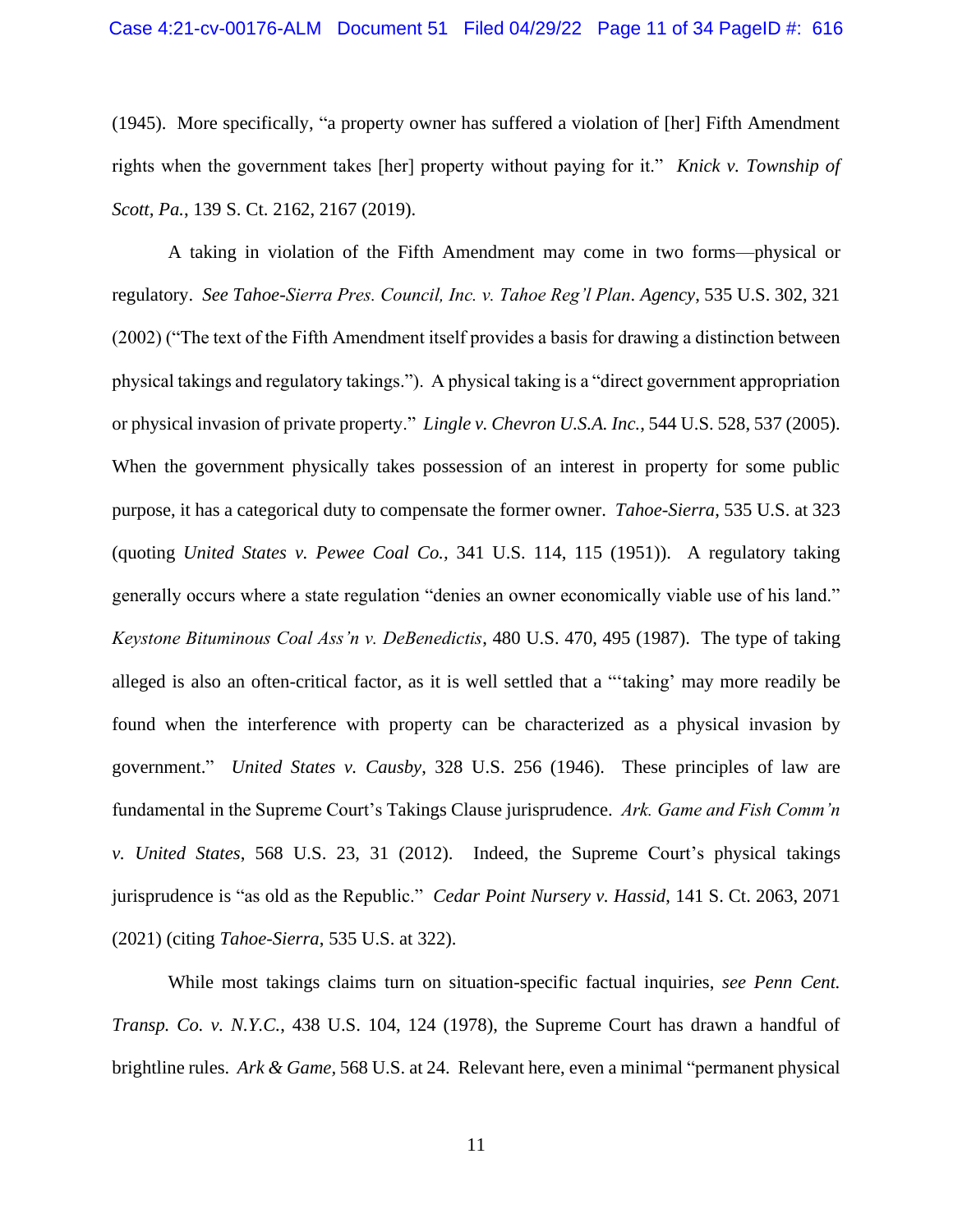(1945). More specifically, "a property owner has suffered a violation of [her] Fifth Amendment rights when the government takes [her] property without paying for it." *Knick v. Township of Scott, Pa.*, 139 S. Ct. 2162, 2167 (2019).

A taking in violation of the Fifth Amendment may come in two forms—physical or regulatory. *See Tahoe-Sierra Pres. Council, Inc. v. Tahoe Reg'l Plan. Agency*, 535 U.S. 302, 321 (2002) ("The text of the Fifth Amendment itself provides a basis for drawing a distinction between physical takings and regulatory takings."). A physical taking is a "direct government appropriation or physical invasion of private property." *Lingle v. Chevron U.S.A. Inc.*, 544 U.S. 528, 537 (2005). When the government physically takes possession of an interest in property for some public purpose, it has a categorical duty to compensate the former owner. *Tahoe-Sierra*, 535 U.S. at 323 (quoting *United States v. Pewee Coal Co.*, 341 U.S. 114, 115 (1951)). A regulatory taking generally occurs where a state regulation "denies an owner economically viable use of his land." *Keystone Bituminous Coal Ass'n v. DeBenedictis*, 480 U.S. 470, 495 (1987). The type of taking alleged is also an often-critical factor, as it is well settled that a "'taking' may more readily be found when the interference with property can be characterized as a physical invasion by government." *United States v. Causby*, 328 U.S. 256 (1946). These principles of law are fundamental in the Supreme Court's Takings Clause jurisprudence. *Ark. Game and Fish Comm'n v. United States*, 568 U.S. 23, 31 (2012). Indeed, the Supreme Court's physical takings jurisprudence is "as old as the Republic." *Cedar Point Nursery v. Hassid*, 141 S. Ct. 2063, 2071 (2021) (citing *Tahoe-Sierra*, 535 U.S. at 322).

While most takings claims turn on situation-specific factual inquiries, *see Penn Cent. Transp. Co. v. N.Y.C.*, 438 U.S. 104, 124 (1978), the Supreme Court has drawn a handful of brightline rules. *Ark & Game*, 568 U.S. at 24. Relevant here, even a minimal "permanent physical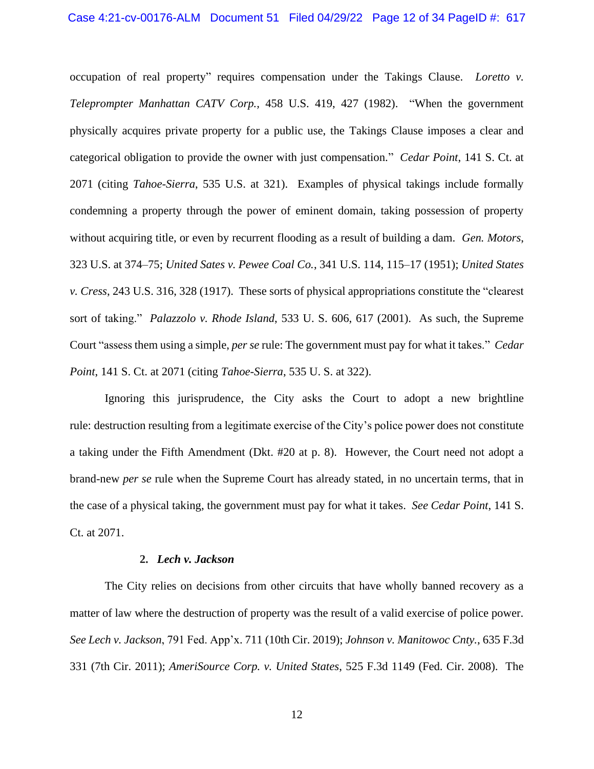occupation of real property" requires compensation under the Takings Clause. *Loretto v. Teleprompter Manhattan CATV Corp.*, 458 U.S. 419, 427 (1982). "When the government physically acquires private property for a public use, the Takings Clause imposes a clear and categorical obligation to provide the owner with just compensation." *Cedar Point*, 141 S. Ct. at 2071 (citing *Tahoe-Sierra*, 535 U.S. at 321). Examples of physical takings include formally condemning a property through the power of eminent domain, taking possession of property without acquiring title, or even by recurrent flooding as a result of building a dam. *Gen. Motors*, 323 U.S. at 374–75; *United Sates v. Pewee Coal Co.*, 341 U.S. 114, 115–17 (1951); *United States v. Cress*, 243 U.S. 316, 328 (1917). These sorts of physical appropriations constitute the "clearest sort of taking." *Palazzolo v. Rhode Island*, 533 U. S. 606, 617 (2001). As such, the Supreme Court "assess them using a simple, *per se* rule: The government must pay for what it takes." *Cedar Point*, 141 S. Ct. at 2071 (citing *Tahoe-Sierra*, 535 U. S. at 322).

Ignoring this jurisprudence, the City asks the Court to adopt a new brightline rule: destruction resulting from a legitimate exercise of the City's police power does not constitute a taking under the Fifth Amendment (Dkt. #20 at p. 8). However, the Court need not adopt a brand-new *per se* rule when the Supreme Court has already stated, in no uncertain terms, that in the case of a physical taking, the government must pay for what it takes. *See Cedar Point*, 141 S. Ct. at 2071.

**2. *Lech v. Jackson***

The City relies on decisions from other circuits that have wholly banned recovery as a matter of law where the destruction of property was the result of a valid exercise of police power. *See Lech v. Jackson*, 791 Fed. App'x. 711 (10th Cir. 2019); *Johnson v. Manitowoc Cnty.*, 635 F.3d 331 (7th Cir. 2011); *AmeriSource Corp. v. United States*, 525 F.3d 1149 (Fed. Cir. 2008). The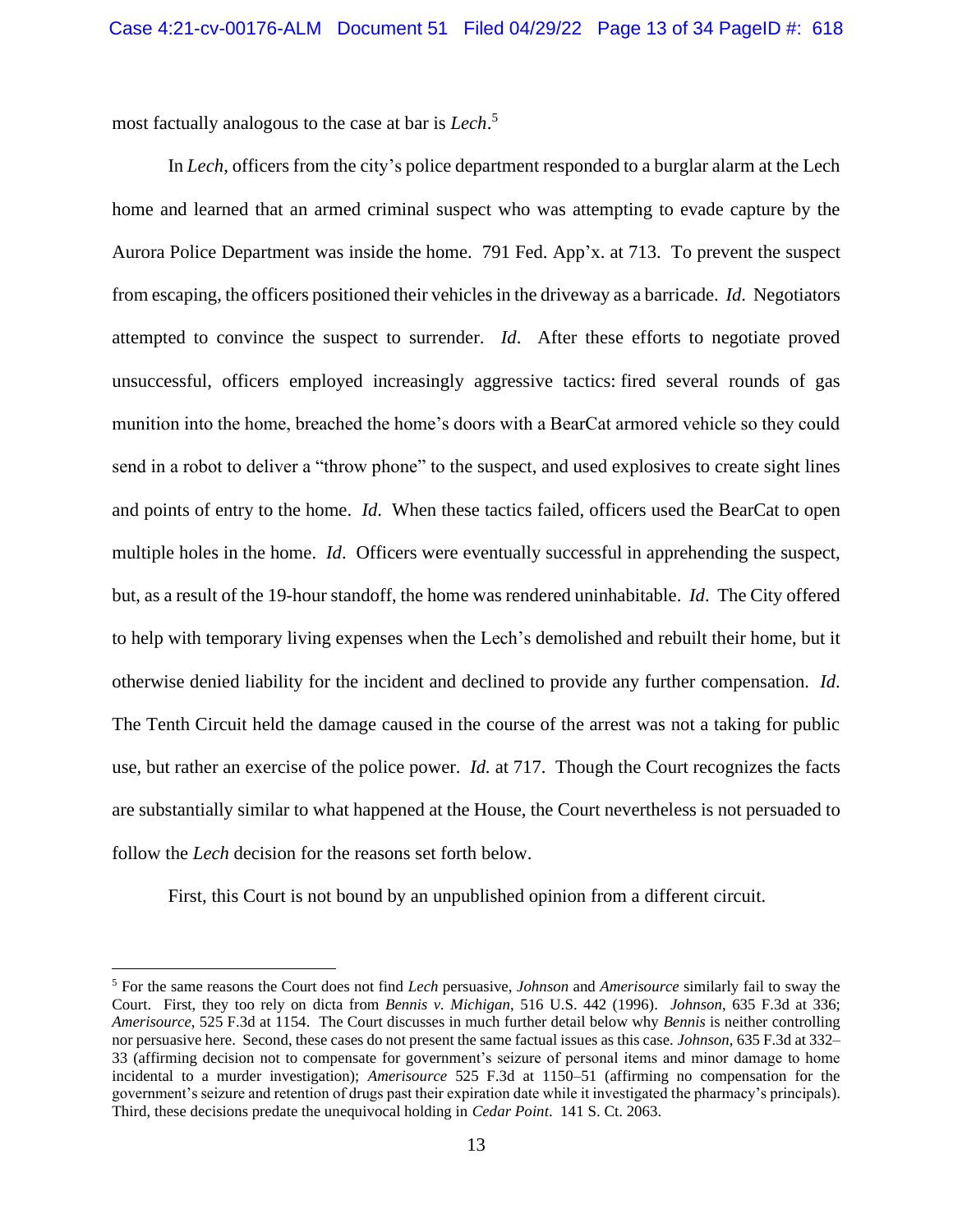most factually analogous to the case at bar is *Lech*.[5]

In *Lech*, officers from the city's police department responded to a burglar alarm at the Lech home and learned that an armed criminal suspect who was attempting to evade capture by the Aurora Police Department was inside the home. 791 Fed. App'x. at 713. To prevent the suspect from escaping, the officers positioned their vehicles in the driveway as a barricade. *Id*. Negotiators attempted to convince the suspect to surrender. *Id*. After these efforts to negotiate proved unsuccessful, officers employed increasingly aggressive tactics: fired several rounds of gas munition into the home, breached the home's doors with a BearCat armored vehicle so they could send in a robot to deliver a "throw phone" to the suspect, and used explosives to create sight lines and points of entry to the home. *Id*. When these tactics failed, officers used the BearCat to open multiple holes in the home. *Id*. Officers were eventually successful in apprehending the suspect, but, as a result of the 19-hour standoff, the home was rendered uninhabitable. *Id*. The City offered to help with temporary living expenses when the Lech's demolished and rebuilt their home, but it otherwise denied liability for the incident and declined to provide any further compensation. *Id*. The Tenth Circuit held the damage caused in the course of the arrest was not a taking for public use, but rather an exercise of the police power. *Id.* at 717. Though the Court recognizes the facts are substantially similar to what happened at the House, the Court nevertheless is not persuaded to follow the *Lech* decision for the reasons set forth below.

First, this Court is not bound by an unpublished opinion from a different circuit.

[5] For the same reasons the Court does not find *Lech* persuasive, *Johnson* and *Amerisource* similarly fail to sway the Court. First, they too rely on dicta from *Bennis v. Michigan*, 516 U.S. 442 (1996). *Johnson*, 635 F.3d at 336; *Amerisource*, 525 F.3d at 1154. The Court discusses in much further detail below why *Bennis* is neither controlling nor persuasive here. Second, these cases do not present the same factual issues as this case. *Johnson*, 635 F.3d at 332–33 (affirming decision not to compensate for government's seizure of personal items and minor damage to home incidental to a murder investigation); *Amerisource* 525 F.3d at 1150–51 (affirming no compensation for the government's seizure and retention of drugs past their expiration date while it investigated the pharmacy's principals). Third, these decisions predate the unequivocal holding in *Cedar Point*. 141 S. Ct. 2063.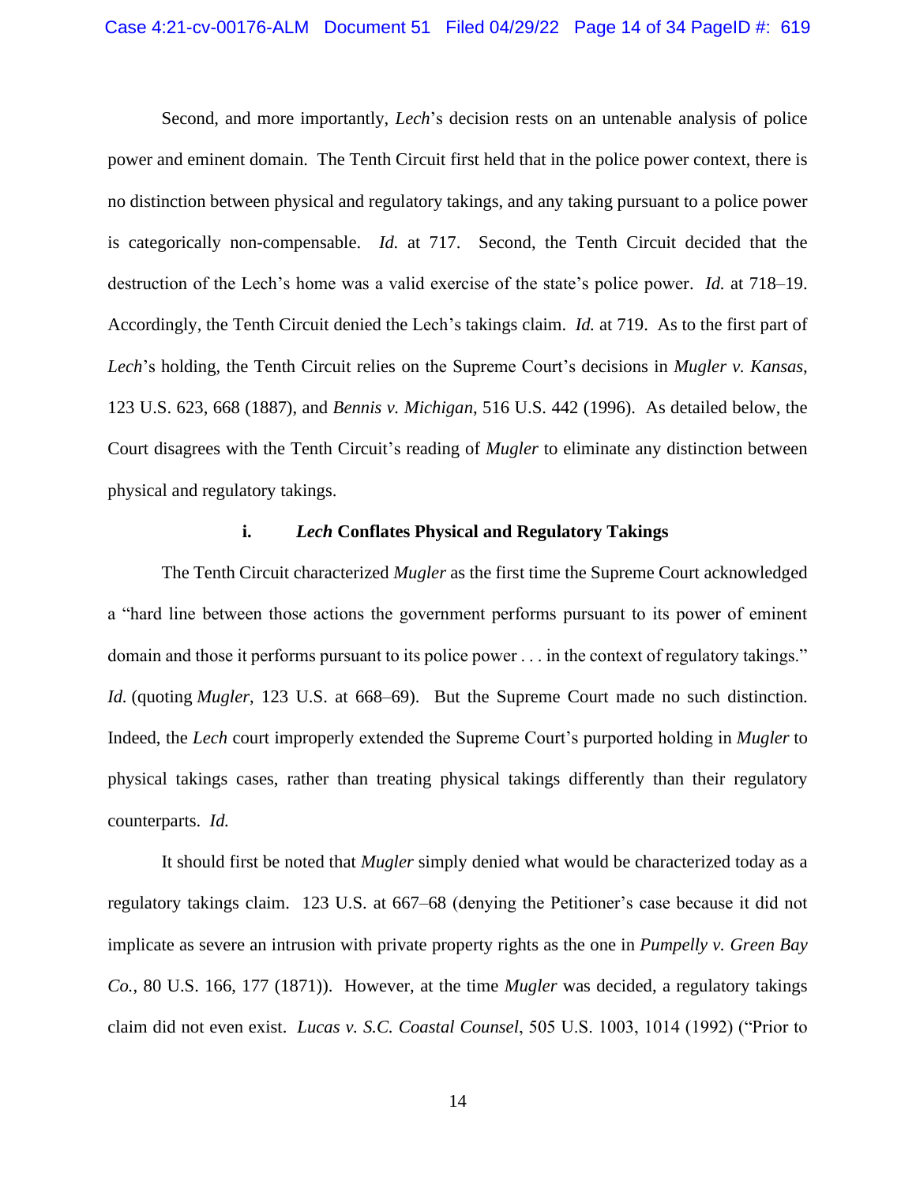Second, and more importantly, *Lech*'s decision rests on an untenable analysis of police power and eminent domain. The Tenth Circuit first held that in the police power context, there is no distinction between physical and regulatory takings, and any taking pursuant to a police power is categorically non-compensable. *Id.* at 717. Second, the Tenth Circuit decided that the destruction of the Lech's home was a valid exercise of the state's police power. *Id.* at 718–19. Accordingly, the Tenth Circuit denied the Lech's takings claim. *Id.* at 719. As to the first part of *Lech*'s holding, the Tenth Circuit relies on the Supreme Court's decisions in *Mugler v. Kansas*, 123 U.S. 623, 668 (1887), and *Bennis v. Michigan*, 516 U.S. 442 (1996). As detailed below, the Court disagrees with the Tenth Circuit's reading of *Mugler* to eliminate any distinction between physical and regulatory takings.

#### i. *Lech* Conflates Physical and Regulatory Takings

The Tenth Circuit characterized *Mugler* as the first time the Supreme Court acknowledged a "hard line between those actions the government performs pursuant to its power of eminent domain and those it performs pursuant to its police power . . . in the context of regulatory takings." *Id.* (quoting *Mugler*, 123 U.S. at 668–69). But the Supreme Court made no such distinction. Indeed, the *Lech* court improperly extended the Supreme Court's purported holding in *Mugler* to physical takings cases, rather than treating physical takings differently than their regulatory counterparts. *Id.*

It should first be noted that *Mugler* simply denied what would be characterized today as a regulatory takings claim. 123 U.S. at 667–68 (denying the Petitioner's case because it did not implicate as severe an intrusion with private property rights as the one in *Pumpelly v. Green Bay Co.*, 80 U.S. 166, 177 (1871)). However, at the time *Mugler* was decided, a regulatory takings claim did not even exist. *Lucas v. S.C. Coastal Counsel*, 505 U.S. 1003, 1014 (1992) ("Prior to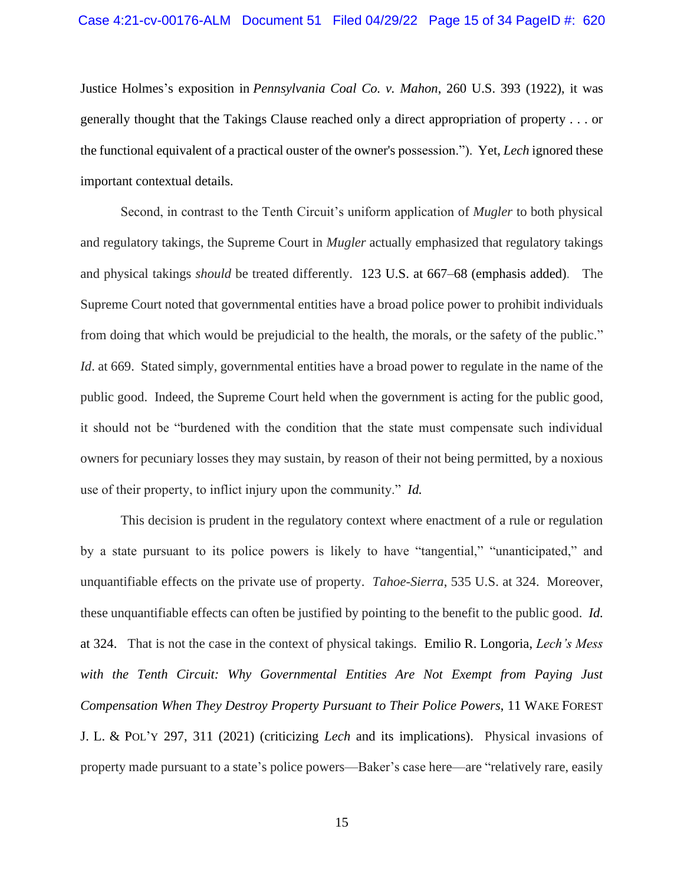Justice Holmes's exposition in *Pennsylvania Coal Co. v. Mahon*, 260 U.S. 393 (1922), it was generally thought that the Takings Clause reached only a direct appropriation of property . . . or the functional equivalent of a practical ouster of the owner's possession."). Yet, *Lech* ignored these important contextual details.

Second, in contrast to the Tenth Circuit's uniform application of *Mugler* to both physical and regulatory takings, the Supreme Court in *Mugler* actually emphasized that regulatory takings and physical takings *should* be treated differently. 123 U.S. at 667–68 (emphasis added). The Supreme Court noted that governmental entities have a broad police power to prohibit individuals from doing that which would be prejudicial to the health, the morals, or the safety of the public." *Id*. at 669. Stated simply, governmental entities have a broad power to regulate in the name of the public good. Indeed, the Supreme Court held when the government is acting for the public good, it should not be "burdened with the condition that the state must compensate such individual owners for pecuniary losses they may sustain, by reason of their not being permitted, by a noxious use of their property, to inflict injury upon the community." *Id.*

This decision is prudent in the regulatory context where enactment of a rule or regulation by a state pursuant to its police powers is likely to have "tangential," "unanticipated," and unquantifiable effects on the private use of property. *Tahoe-Sierra*, 535 U.S. at 324. Moreover, these unquantifiable effects can often be justified by pointing to the benefit to the public good. *Id.* at 324. That is not the case in the context of physical takings. Emilio R. Longoria, *Lech's Mess with the Tenth Circuit: Why Governmental Entities Are Not Exempt from Paying Just Compensation When They Destroy Property Pursuant to Their Police Powers*, 11 WAKE FOREST J. L. & POL'Y 297, 311 (2021) (criticizing *Lech* and its implications). Physical invasions of property made pursuant to a state's police powers—Baker's case here—are "relatively rare, easily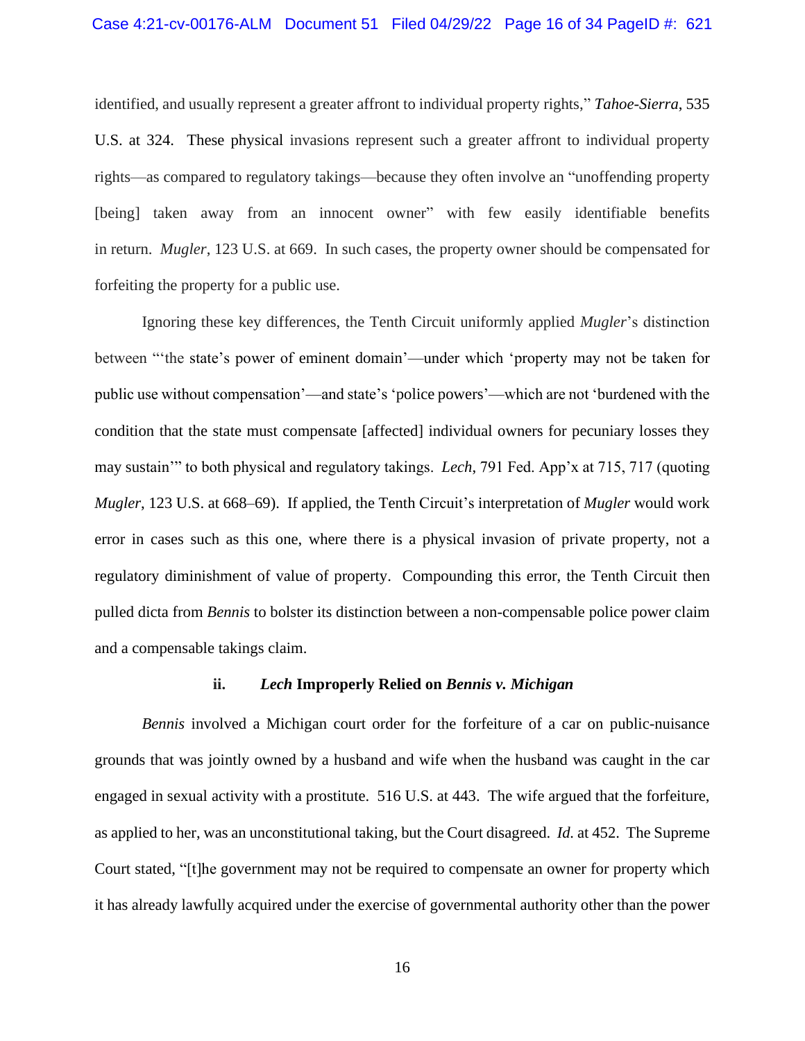identified, and usually represent a greater affront to individual property rights," *Tahoe-Sierra*, 535 U.S. at 324. These physical invasions represent such a greater affront to individual property rights—as compared to regulatory takings—because they often involve an "unoffending property [being] taken away from an innocent owner" with few easily identifiable benefits in return. *Mugler*, 123 U.S. at 669. In such cases, the property owner should be compensated for forfeiting the property for a public use.

Ignoring these key differences, the Tenth Circuit uniformly applied *Mugler*'s distinction between "'the state's power of eminent domain'—under which 'property may not be taken for public use without compensation'—and state's 'police powers'—which are not 'burdened with the condition that the state must compensate [affected] individual owners for pecuniary losses they may sustain'" to both physical and regulatory takings. *Lech*, 791 Fed. App'x at 715, 717 (quoting *Mugler*, 123 U.S. at 668–69). If applied, the Tenth Circuit's interpretation of *Mugler* would work error in cases such as this one, where there is a physical invasion of private property, not a regulatory diminishment of value of property. Compounding this error, the Tenth Circuit then pulled dicta from *Bennis* to bolster its distinction between a non-compensable police power claim and a compensable takings claim.

### ii. *Lech* Improperly Relied on *Bennis v. Michigan*

*Bennis* involved a Michigan court order for the forfeiture of a car on public-nuisance grounds that was jointly owned by a husband and wife when the husband was caught in the car engaged in sexual activity with a prostitute. 516 U.S. at 443. The wife argued that the forfeiture, as applied to her, was an unconstitutional taking, but the Court disagreed. *Id.* at 452. The Supreme Court stated, "[t]he government may not be required to compensate an owner for property which it has already lawfully acquired under the exercise of governmental authority other than the power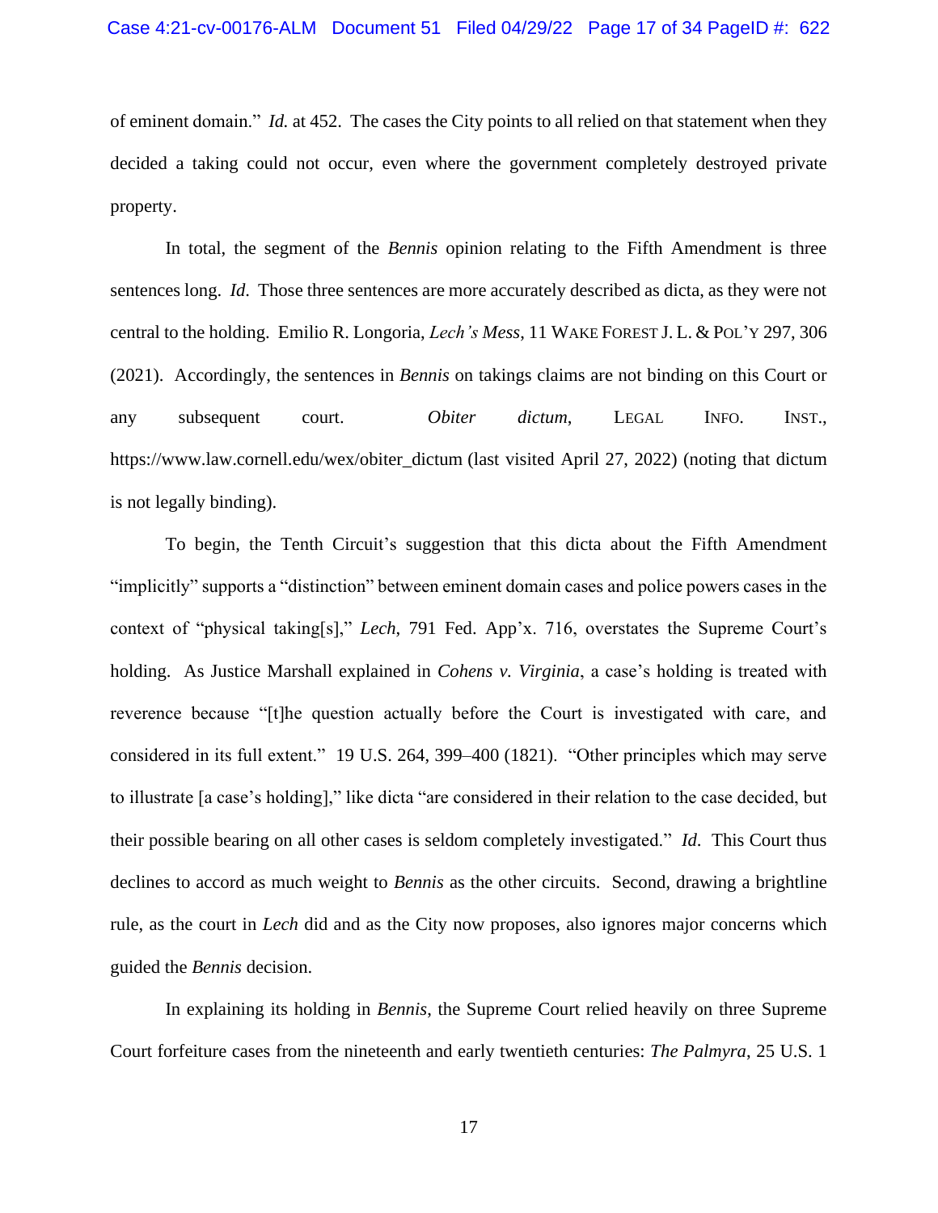of eminent domain." *Id.* at 452. The cases the City points to all relied on that statement when they decided a taking could not occur, even where the government completely destroyed private property.

In total, the segment of the *Bennis* opinion relating to the Fifth Amendment is three sentences long. *Id.* Those three sentences are more accurately described as dicta, as they were not central to the holding. Emilio R. Longoria, *Lech's Mess*, 11 WAKE FOREST J. L. & POL'Y 297, 306 (2021). Accordingly, the sentences in *Bennis* on takings claims are not binding on this Court or any subsequent court. *Obiter dictum*, LEGAL INFO. INST., https://www.law.cornell.edu/wex/obiter_dictum (last visited April 27, 2022) (noting that dictum is not legally binding).

To begin, the Tenth Circuit's suggestion that this dicta about the Fifth Amendment "implicitly" supports a "distinction" between eminent domain cases and police powers cases in the context of "physical taking[s]," *Lech*, 791 Fed. App'x. 716, overstates the Supreme Court's holding. As Justice Marshall explained in *Cohens v. Virginia*, a case's holding is treated with reverence because "[t]he question actually before the Court is investigated with care, and considered in its full extent." 19 U.S. 264, 399–400 (1821). "Other principles which may serve to illustrate [a case's holding]," like dicta "are considered in their relation to the case decided, but their possible bearing on all other cases is seldom completely investigated." *Id.* This Court thus declines to accord as much weight to *Bennis* as the other circuits. Second, drawing a brightline rule, as the court in *Lech* did and as the City now proposes, also ignores major concerns which guided the *Bennis* decision.

In explaining its holding in *Bennis*, the Supreme Court relied heavily on three Supreme Court forfeiture cases from the nineteenth and early twentieth centuries: *The Palmyra*, 25 U.S. 1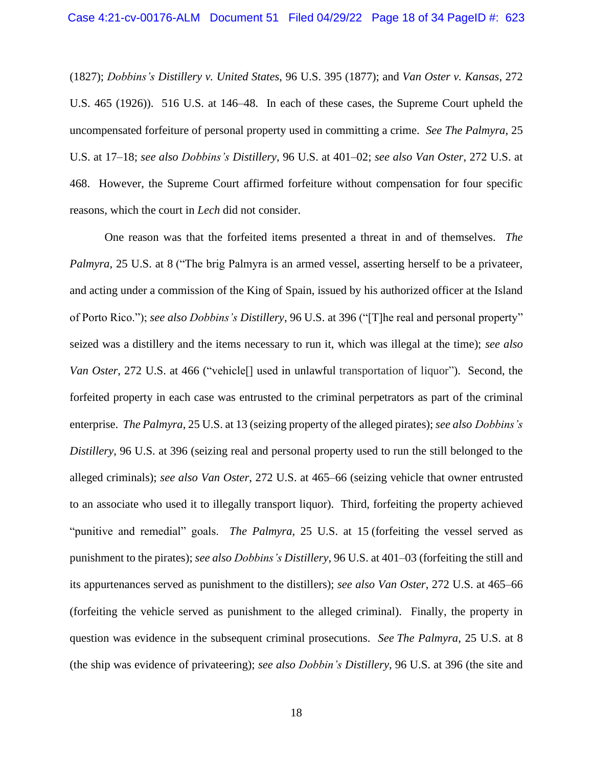(1827); *Dobbins's Distillery v. United States*, 96 U.S. 395 (1877); and *Van Oster v. Kansas*, 272 U.S. 465 (1926)). 516 U.S. at 146–48. In each of these cases, the Supreme Court upheld the uncompensated forfeiture of personal property used in committing a crime. *See The Palmyra*, 25 U.S. at 17–18; *see also Dobbins's Distillery*, 96 U.S. at 401–02; *see also Van Oster*, 272 U.S. at 468. However, the Supreme Court affirmed forfeiture without compensation for four specific reasons, which the court in *Lech* did not consider.

One reason was that the forfeited items presented a threat in and of themselves. *The Palmyra*, 25 U.S. at 8 ("The brig Palmyra is an armed vessel, asserting herself to be a privateer, and acting under a commission of the King of Spain, issued by his authorized officer at the Island of Porto Rico."); *see also Dobbins's Distillery*, 96 U.S. at 396 ("[T]he real and personal property" seized was a distillery and the items necessary to run it, which was illegal at the time); *see also Van Oster*, 272 U.S. at 466 ("vehicle[] used in unlawful transportation of liquor"). Second, the forfeited property in each case was entrusted to the criminal perpetrators as part of the criminal enterprise. *The Palmyra*, 25 U.S. at 13 (seizing property of the alleged pirates); *see also Dobbins's Distillery*, 96 U.S. at 396 (seizing real and personal property used to run the still belonged to the alleged criminals); *see also Van Oster*, 272 U.S. at 465–66 (seizing vehicle that owner entrusted to an associate who used it to illegally transport liquor). Third, forfeiting the property achieved "punitive and remedial" goals. *The Palmyra*, 25 U.S. at 15 (forfeiting the vessel served as punishment to the pirates); *see also Dobbins's Distillery*, 96 U.S. at 401–03 (forfeiting the still and its appurtenances served as punishment to the distillers); *see also Van Oster*, 272 U.S. at 465–66 (forfeiting the vehicle served as punishment to the alleged criminal). Finally, the property in question was evidence in the subsequent criminal prosecutions. *See The Palmyra*, 25 U.S. at 8 (the ship was evidence of privateering); *see also Dobbin's Distillery*, 96 U.S. at 396 (the site and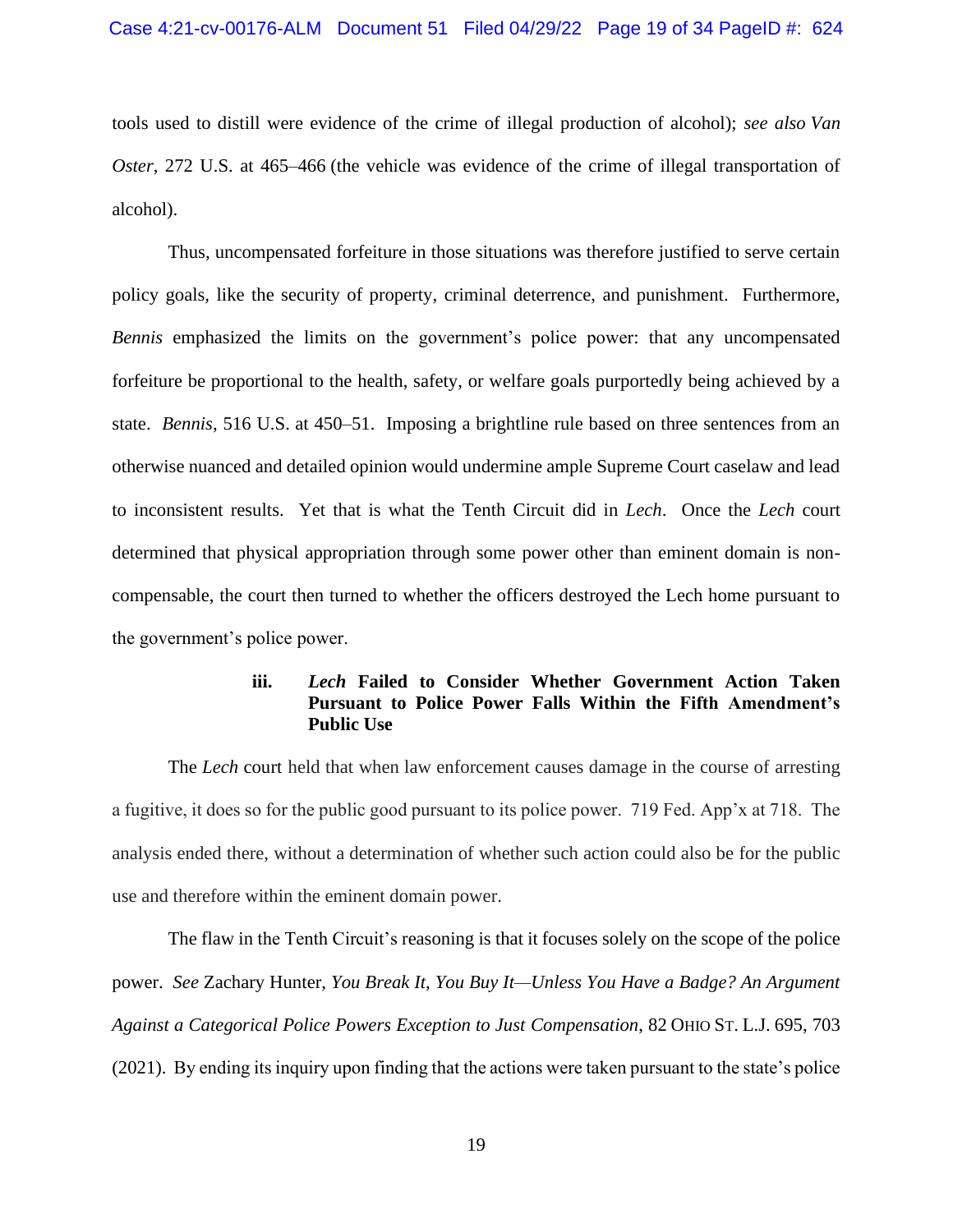tools used to distill were evidence of the crime of illegal production of alcohol); *see also Van Oster*, 272 U.S. at 465–466 (the vehicle was evidence of the crime of illegal transportation of alcohol).

Thus, uncompensated forfeiture in those situations was therefore justified to serve certain policy goals, like the security of property, criminal deterrence, and punishment. Furthermore, *Bennis* emphasized the limits on the government's police power: that any uncompensated forfeiture be proportional to the health, safety, or welfare goals purportedly being achieved by a state. *Bennis*, 516 U.S. at 450–51. Imposing a brightline rule based on three sentences from an otherwise nuanced and detailed opinion would undermine ample Supreme Court caselaw and lead to inconsistent results. Yet that is what the Tenth Circuit did in *Lech*. Once the *Lech* court determined that physical appropriation through some power other than eminent domain is non-compensable, the court then turned to whether the officers destroyed the Lech home pursuant to the government's police power.

#### iii. *Lech* Failed to Consider Whether Government Action Taken Pursuant to Police Power Falls Within the Fifth Amendment's Public Use

The *Lech* court held that when law enforcement causes damage in the course of arresting a fugitive, it does so for the public good pursuant to its police power. 719 Fed. App'x at 718. The analysis ended there, without a determination of whether such action could also be for the public use and therefore within the eminent domain power.

The flaw in the Tenth Circuit's reasoning is that it focuses solely on the scope of the police power. *See* Zachary Hunter, *You Break It, You Buy It—Unless You Have a Badge? An Argument Against a Categorical Police Powers Exception to Just Compensation*, 82 OHIO ST. L.J. 695, 703 (2021). By ending its inquiry upon finding that the actions were taken pursuant to the state's police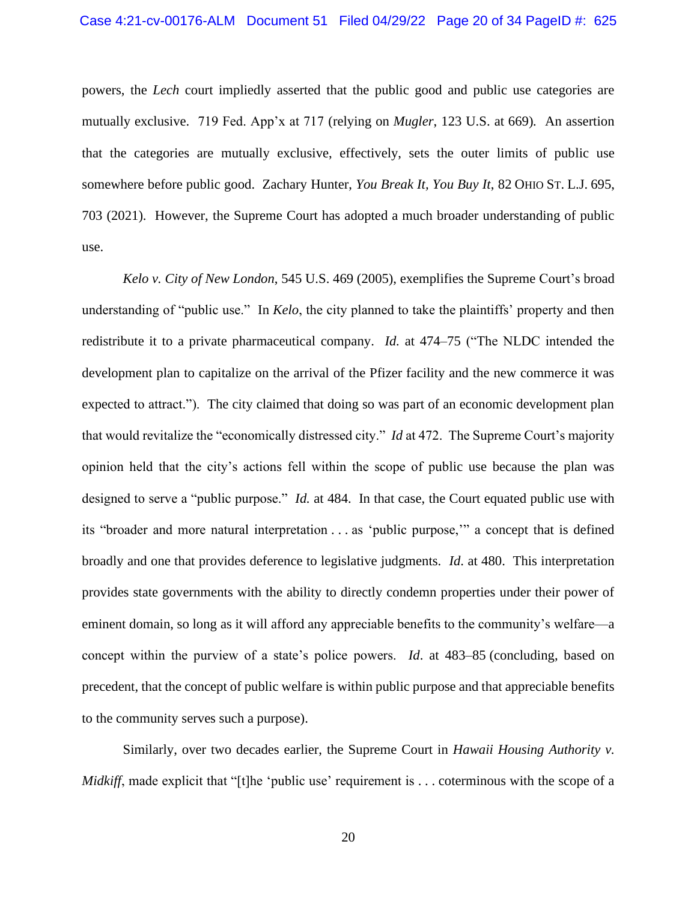powers, the *Lech* court impliedly asserted that the public good and public use categories are mutually exclusive. 719 Fed. App'x at 717 (relying on *Mugler*, 123 U.S. at 669)*.* An assertion that the categories are mutually exclusive, effectively, sets the outer limits of public use somewhere before public good. Zachary Hunter, *You Break It, You Buy It*, 82 OHIO ST. L.J. 695, 703 (2021). However, the Supreme Court has adopted a much broader understanding of public use.

*Kelo v. City of New London*, 545 U.S. 469 (2005), exemplifies the Supreme Court's broad understanding of "public use." In *Kelo*, the city planned to take the plaintiffs' property and then redistribute it to a private pharmaceutical company. *Id.* at 474–75 ("The NLDC intended the development plan to capitalize on the arrival of the Pfizer facility and the new commerce it was expected to attract."). The city claimed that doing so was part of an economic development plan that would revitalize the "economically distressed city." *Id* at 472. The Supreme Court's majority opinion held that the city's actions fell within the scope of public use because the plan was designed to serve a "public purpose." *Id.* at 484. In that case, the Court equated public use with its "broader and more natural interpretation . . . as 'public purpose,'" a concept that is defined broadly and one that provides deference to legislative judgments. *Id*. at 480. This interpretation provides state governments with the ability to directly condemn properties under their power of eminent domain, so long as it will afford any appreciable benefits to the community's welfare—a concept within the purview of a state's police powers. *Id*. at 483–85 (concluding, based on precedent, that the concept of public welfare is within public purpose and that appreciable benefits to the community serves such a purpose).

Similarly, over two decades earlier, the Supreme Court in *Hawaii Housing Authority v. Midkiff*, made explicit that "[t]he 'public use' requirement is . . . coterminous with the scope of a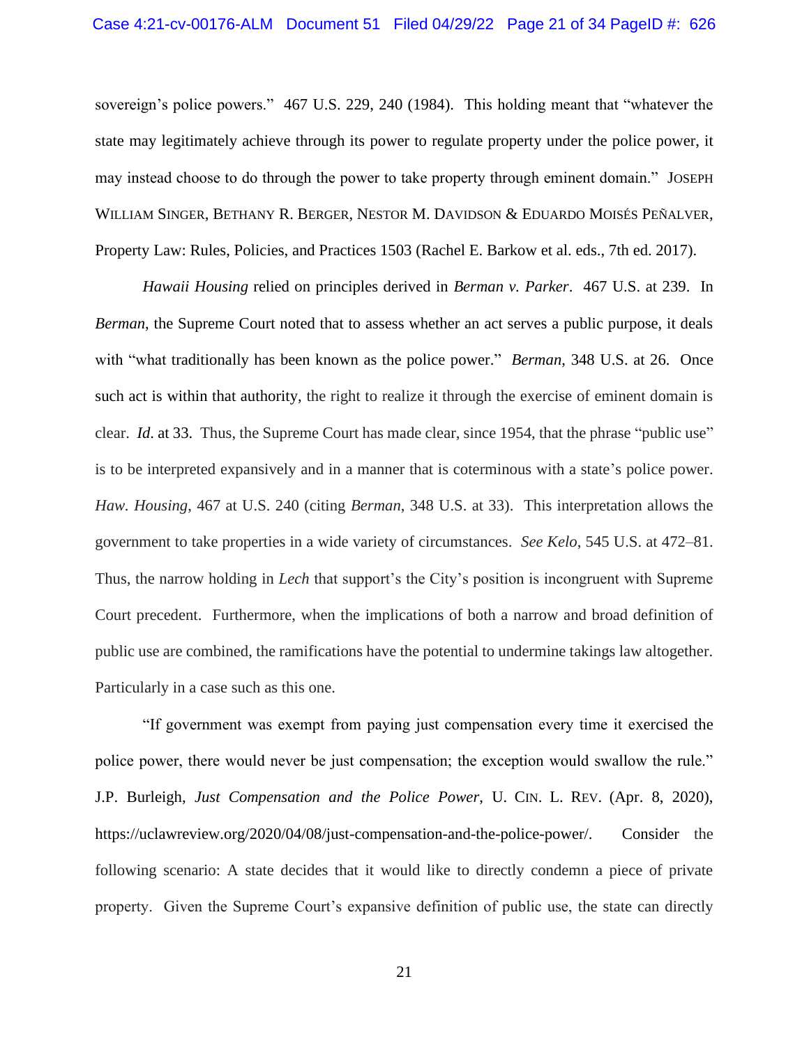sovereign's police powers." 467 U.S. 229, 240 (1984). This holding meant that "whatever the state may legitimately achieve through its power to regulate property under the police power, it may instead choose to do through the power to take property through eminent domain." JOSEPH WILLIAM SINGER, BETHANY R. BERGER, NESTOR M. DAVIDSON & EDUARDO MOISÉS PEÑALVER, Property Law: Rules, Policies, and Practices 1503 (Rachel E. Barkow et al. eds., 7th ed. 2017).

*Hawaii Housing* relied on principles derived in *Berman v. Parker*. 467 U.S. at 239. In *Berman*, the Supreme Court noted that to assess whether an act serves a public purpose, it deals with "what traditionally has been known as the police power." *Berman*, 348 U.S. at 26. Once such act is within that authority, the right to realize it through the exercise of eminent domain is clear. *Id*. at 33. Thus, the Supreme Court has made clear, since 1954, that the phrase "public use" is to be interpreted expansively and in a manner that is coterminous with a state's police power. *Haw. Housing*, 467 at U.S. 240 (citing *Berman*, 348 U.S. at 33). This interpretation allows the government to take properties in a wide variety of circumstances. *See Kelo*, 545 U.S. at 472–81. Thus, the narrow holding in *Lech* that support's the City's position is incongruent with Supreme Court precedent. Furthermore, when the implications of both a narrow and broad definition of public use are combined, the ramifications have the potential to undermine takings law altogether. Particularly in a case such as this one.

"If government was exempt from paying just compensation every time it exercised the police power, there would never be just compensation; the exception would swallow the rule." J.P. Burleigh, *Just Compensation and the Police Power*, U. CIN. L. REV. (Apr. 8, 2020), https://uclawreview.org/2020/04/08/just-compensation-and-the-police-power/. Consider the following scenario: A state decides that it would like to directly condemn a piece of private property. Given the Supreme Court's expansive definition of public use, the state can directly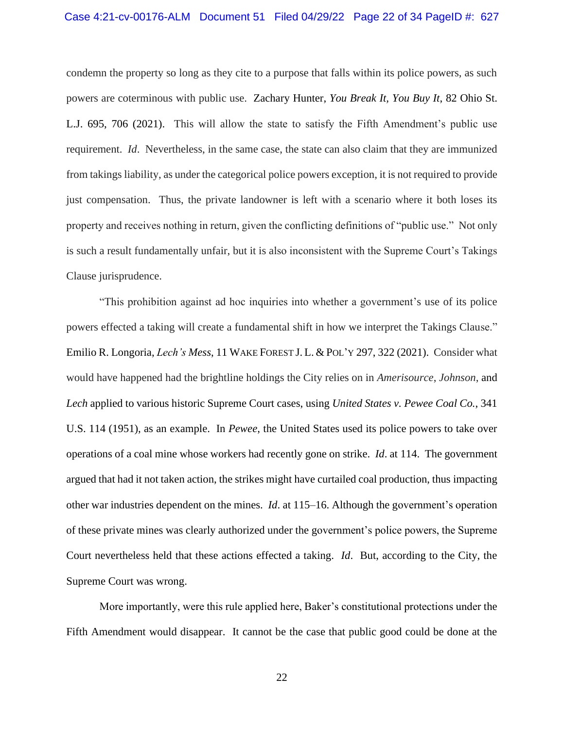condemn the property so long as they cite to a purpose that falls within its police powers, as such powers are coterminous with public use. Zachary Hunter, *You Break It, You Buy It*, 82 Ohio St. L.J. 695, 706 (2021). This will allow the state to satisfy the Fifth Amendment's public use requirement. *Id*. Nevertheless, in the same case, the state can also claim that they are immunized from takings liability, as under the categorical police powers exception, it is not required to provide just compensation. Thus, the private landowner is left with a scenario where it both loses its property and receives nothing in return, given the conflicting definitions of "public use." Not only is such a result fundamentally unfair, but it is also inconsistent with the Supreme Court's Takings Clause jurisprudence.

"This prohibition against ad hoc inquiries into whether a government's use of its police powers effected a taking will create a fundamental shift in how we interpret the Takings Clause." Emilio R. Longoria, *Lech's Mess*, 11 WAKE FOREST J. L. & POL'Y 297, 322 (2021). Consider what would have happened had the brightline holdings the City relies on in *Amerisource*, *Johnson*, and *Lech* applied to various historic Supreme Court cases, using *United States v. Pewee Coal Co.*, 341 U.S. 114 (1951), as an example. In *Pewee*, the United States used its police powers to take over operations of a coal mine whose workers had recently gone on strike. *Id*. at 114. The government argued that had it not taken action, the strikes might have curtailed coal production, thus impacting other war industries dependent on the mines. *Id*. at 115–16. Although the government's operation of these private mines was clearly authorized under the government's police powers, the Supreme Court nevertheless held that these actions effected a taking. *Id*. But, according to the City, the Supreme Court was wrong.

More importantly, were this rule applied here, Baker's constitutional protections under the Fifth Amendment would disappear. It cannot be the case that public good could be done at the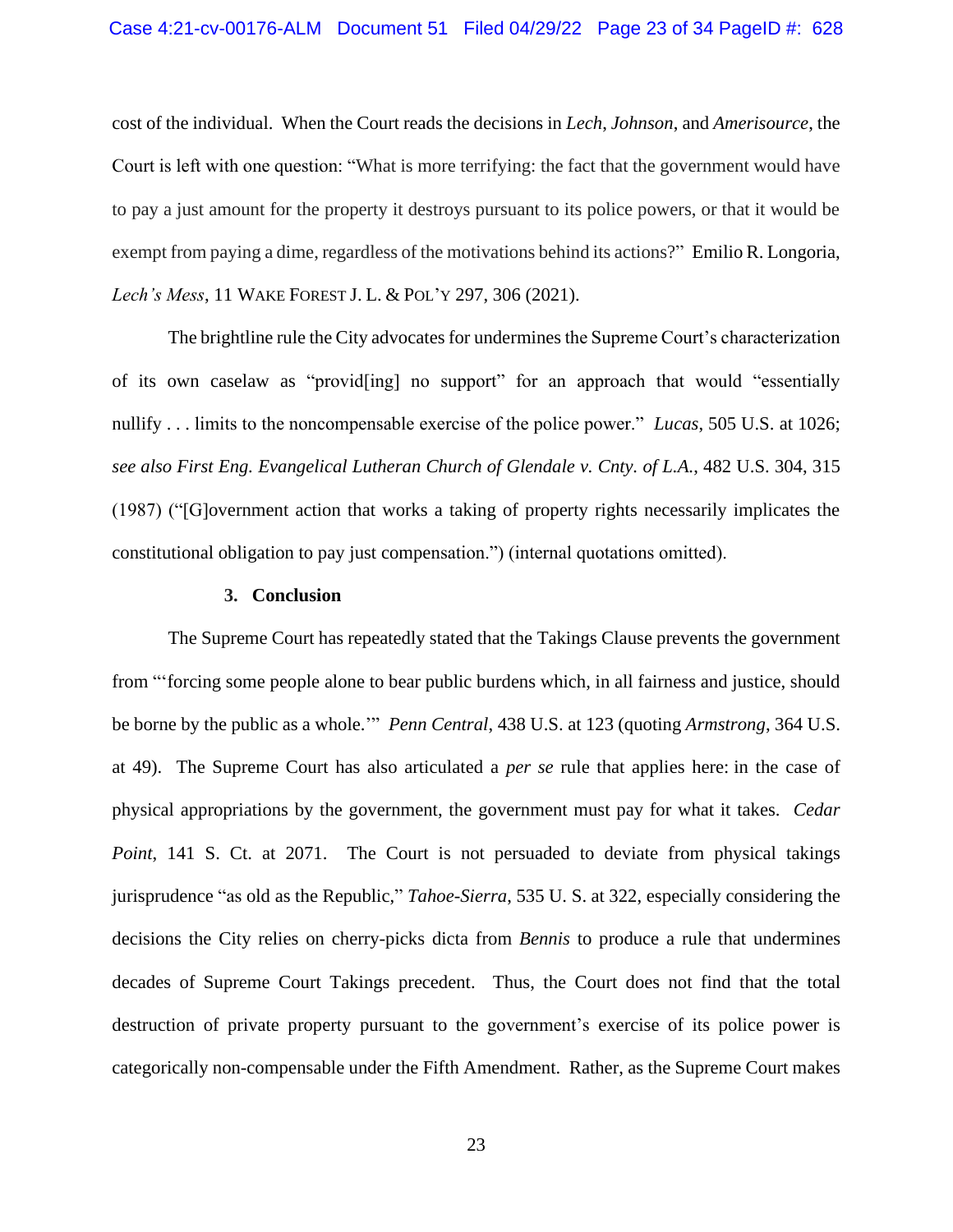cost of the individual. When the Court reads the decisions in *Lech*, *Johnson*, and *Amerisource*, the Court is left with one question: "What is more terrifying: the fact that the government would have to pay a just amount for the property it destroys pursuant to its police powers, or that it would be exempt from paying a dime, regardless of the motivations behind its actions?" Emilio R. Longoria, *Lech's Mess*, 11 WAKE FOREST J. L. & POL'Y 297, 306 (2021).

The brightline rule the City advocates for undermines the Supreme Court's characterization of its own caselaw as "provid[ing] no support" for an approach that would "essentially nullify . . . limits to the noncompensable exercise of the police power." *Lucas*, 505 U.S. at 1026; *see also First Eng. Evangelical Lutheran Church of Glendale v. Cnty. of L.A.*, 482 U.S. 304, 315 (1987) ("[G]overnment action that works a taking of property rights necessarily implicates the constitutional obligation to pay just compensation.") (internal quotations omitted).

### 3. Conclusion

The Supreme Court has repeatedly stated that the Takings Clause prevents the government from "'forcing some people alone to bear public burdens which, in all fairness and justice, should be borne by the public as a whole.'" *Penn Central*, 438 U.S. at 123 (quoting *Armstrong*, 364 U.S. at 49). The Supreme Court has also articulated a *per se* rule that applies here: in the case of physical appropriations by the government, the government must pay for what it takes. *Cedar Point*, 141 S. Ct. at 2071. The Court is not persuaded to deviate from physical takings jurisprudence "as old as the Republic," *Tahoe-Sierra*, 535 U. S. at 322, especially considering the decisions the City relies on cherry-picks dicta from *Bennis* to produce a rule that undermines decades of Supreme Court Takings precedent. Thus, the Court does not find that the total destruction of private property pursuant to the government's exercise of its police power is categorically non-compensable under the Fifth Amendment. Rather, as the Supreme Court makes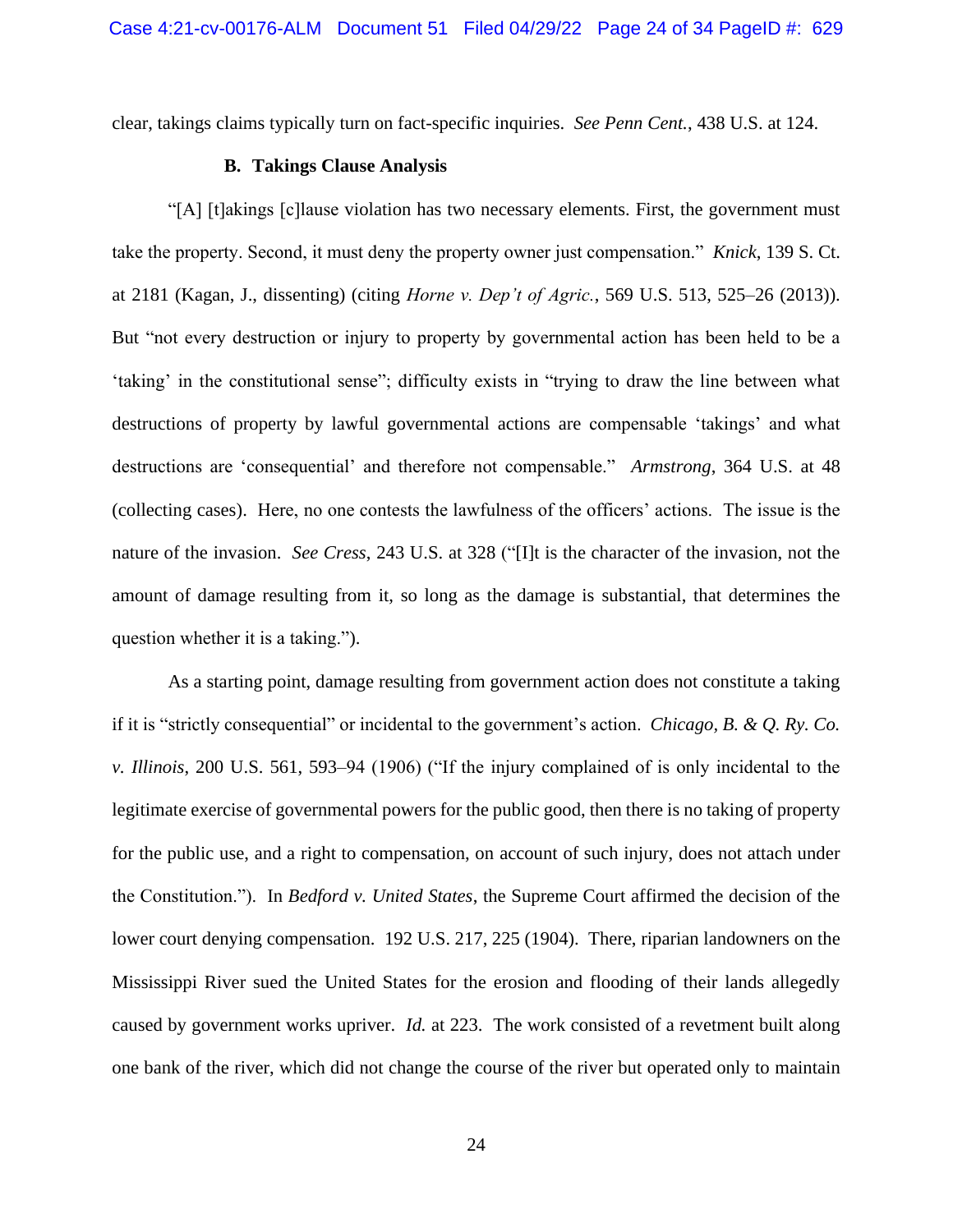clear, takings claims typically turn on fact-specific inquiries. *See Penn Cent.*, 438 U.S. at 124.

### B. Takings Clause Analysis

"[A] [t]akings [c]lause violation has two necessary elements. First, the government must take the property. Second, it must deny the property owner just compensation." *Knick*, 139 S. Ct. at 2181 (Kagan, J., dissenting) (citing *Horne v. Dep't of Agric.*, 569 U.S. 513, 525–26 (2013)). But "not every destruction or injury to property by governmental action has been held to be a 'taking' in the constitutional sense"; difficulty exists in "trying to draw the line between what destructions of property by lawful governmental actions are compensable 'takings' and what destructions are 'consequential' and therefore not compensable." *Armstrong*, 364 U.S. at 48 (collecting cases). Here, no one contests the lawfulness of the officers' actions. The issue is the nature of the invasion. *See Cress*, 243 U.S. at 328 ("[I]t is the character of the invasion, not the amount of damage resulting from it, so long as the damage is substantial, that determines the question whether it is a taking.").

As a starting point, damage resulting from government action does not constitute a taking if it is "strictly consequential" or incidental to the government's action. *Chicago, B. & Q. Ry. Co. v. Illinois*, 200 U.S. 561, 593–94 (1906) ("If the injury complained of is only incidental to the legitimate exercise of governmental powers for the public good, then there is no taking of property for the public use, and a right to compensation, on account of such injury, does not attach under the Constitution."). In *Bedford v. United States*, the Supreme Court affirmed the decision of the lower court denying compensation. 192 U.S. 217, 225 (1904). There, riparian landowners on the Mississippi River sued the United States for the erosion and flooding of their lands allegedly caused by government works upriver. *Id.* at 223. The work consisted of a revetment built along one bank of the river, which did not change the course of the river but operated only to maintain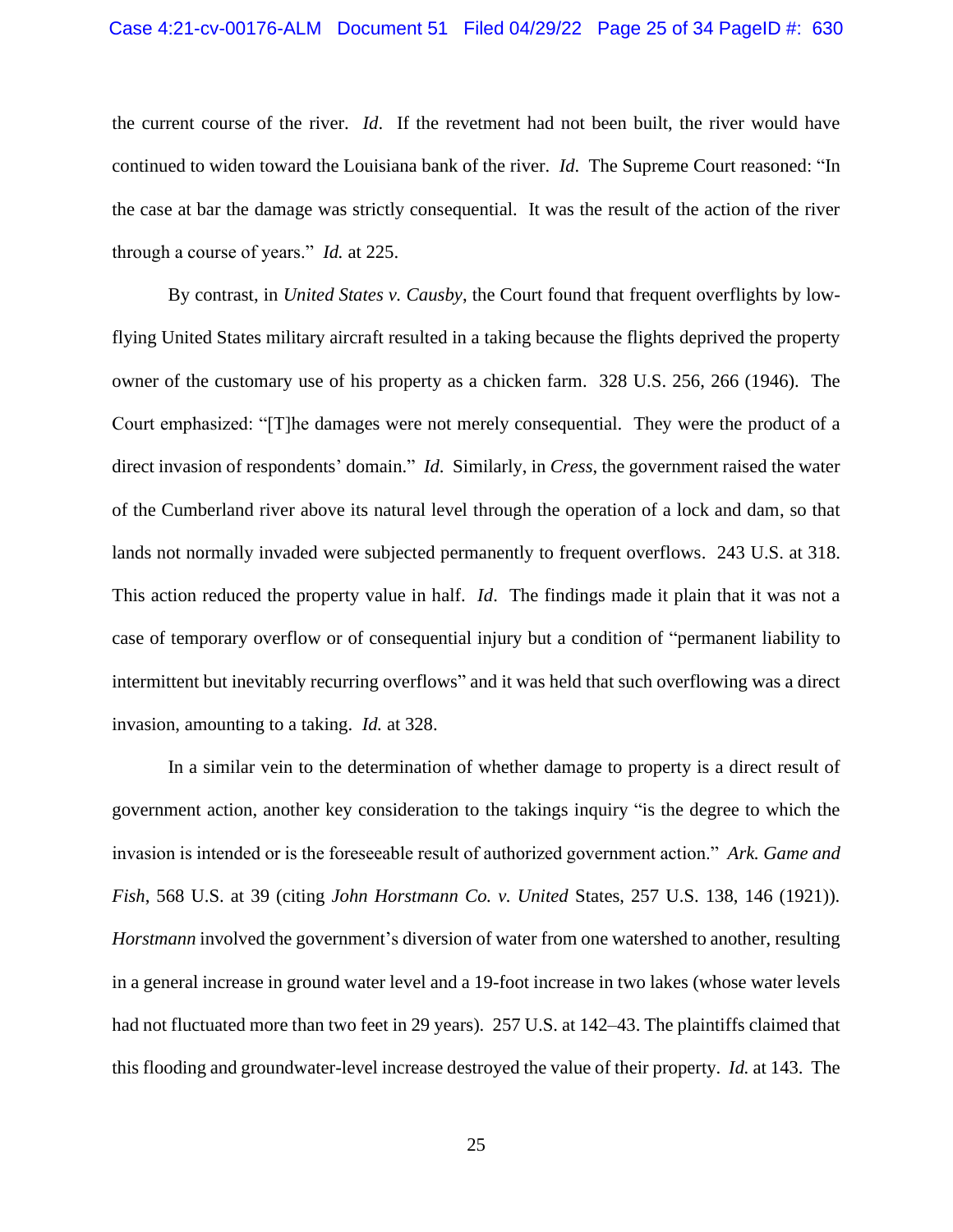the current course of the river. *Id*. If the revetment had not been built, the river would have continued to widen toward the Louisiana bank of the river. *Id*. The Supreme Court reasoned: "In the case at bar the damage was strictly consequential. It was the result of the action of the river through a course of years." *Id.* at 225.

By contrast, in *United States v. Causby*, the Court found that frequent overflights by low-flying United States military aircraft resulted in a taking because the flights deprived the property owner of the customary use of his property as a chicken farm. 328 U.S. 256, 266 (1946). The Court emphasized: "[T]he damages were not merely consequential. They were the product of a direct invasion of respondents' domain." *Id*. Similarly, in *Cress*, the government raised the water of the Cumberland river above its natural level through the operation of a lock and dam, so that lands not normally invaded were subjected permanently to frequent overflows. 243 U.S. at 318. This action reduced the property value in half. *Id*. The findings made it plain that it was not a case of temporary overflow or of consequential injury but a condition of "permanent liability to intermittent but inevitably recurring overflows" and it was held that such overflowing was a direct invasion, amounting to a taking. *Id.* at 328.

In a similar vein to the determination of whether damage to property is a direct result of government action, another key consideration to the takings inquiry "is the degree to which the invasion is intended or is the foreseeable result of authorized government action." *Ark. Game and Fish*, 568 U.S. at 39 (citing *John Horstmann Co. v. United* States, 257 U.S. 138, 146 (1921)). *Horstmann* involved the government's diversion of water from one watershed to another, resulting in a general increase in ground water level and a 19-foot increase in two lakes (whose water levels had not fluctuated more than two feet in 29 years). 257 U.S. at 142–43. The plaintiffs claimed that this flooding and groundwater-level increase destroyed the value of their property. *Id.* at 143. The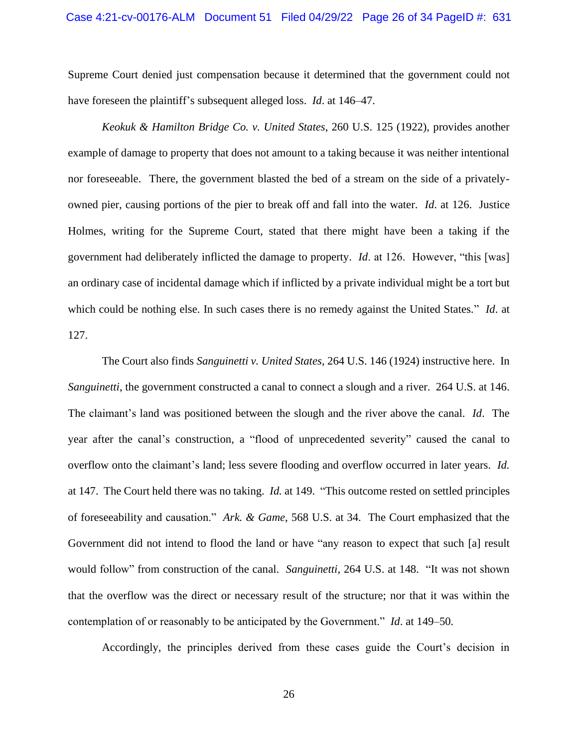Supreme Court denied just compensation because it determined that the government could not have foreseen the plaintiff's subsequent alleged loss. *Id*. at 146–47.

*Keokuk & Hamilton Bridge Co. v. United States*, 260 U.S. 125 (1922), provides another example of damage to property that does not amount to a taking because it was neither intentional nor foreseeable. There, the government blasted the bed of a stream on the side of a privately-owned pier, causing portions of the pier to break off and fall into the water. *Id*. at 126. Justice Holmes, writing for the Supreme Court, stated that there might have been a taking if the government had deliberately inflicted the damage to property. *Id*. at 126. However, "this [was] an ordinary case of incidental damage which if inflicted by a private individual might be a tort but which could be nothing else. In such cases there is no remedy against the United States." *Id*. at 127.

The Court also finds *Sanguinetti v. United States*, 264 U.S. 146 (1924) instructive here. In *Sanguinetti*, the government constructed a canal to connect a slough and a river. 264 U.S. at 146. The claimant's land was positioned between the slough and the river above the canal. *Id*. The year after the canal's construction, a "flood of unprecedented severity" caused the canal to overflow onto the claimant's land; less severe flooding and overflow occurred in later years. *Id.* at 147. The Court held there was no taking. *Id.* at 149. "This outcome rested on settled principles of foreseeability and causation." *Ark. & Game*, 568 U.S. at 34. The Court emphasized that the Government did not intend to flood the land or have "any reason to expect that such [a] result would follow" from construction of the canal. *Sanguinetti*, 264 U.S. at 148. "It was not shown that the overflow was the direct or necessary result of the structure; nor that it was within the contemplation of or reasonably to be anticipated by the Government." *Id*. at 149–50.

Accordingly, the principles derived from these cases guide the Court's decision in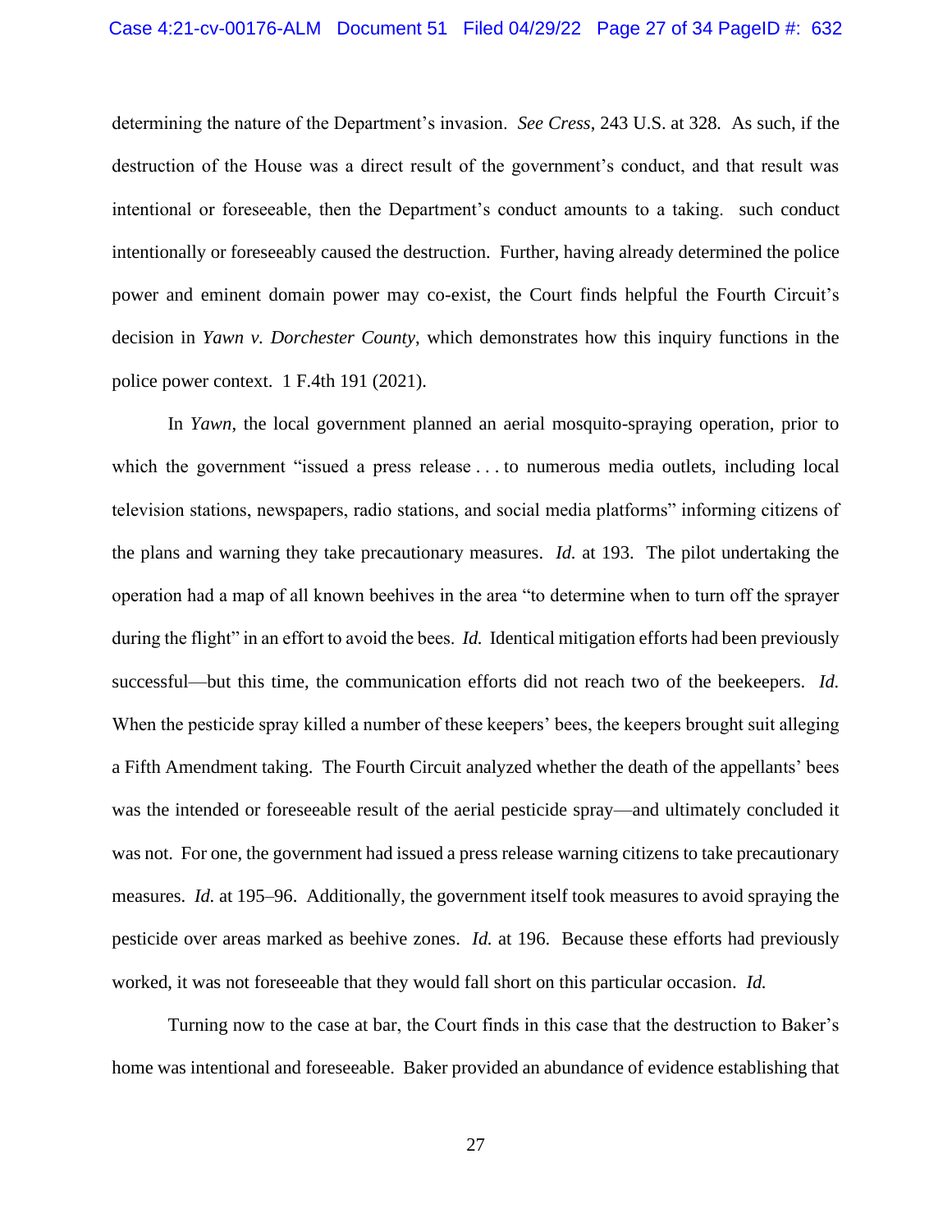determining the nature of the Department's invasion. *See Cress*, 243 U.S. at 328. As such, if the destruction of the House was a direct result of the government's conduct, and that result was intentional or foreseeable, then the Department's conduct amounts to a taking. such conduct intentionally or foreseeably caused the destruction. Further, having already determined the police power and eminent domain power may co-exist, the Court finds helpful the Fourth Circuit's decision in *Yawn v. Dorchester County*, which demonstrates how this inquiry functions in the police power context. 1 F.4th 191 (2021).

In *Yawn*, the local government planned an aerial mosquito-spraying operation, prior to which the government "issued a press release . . . to numerous media outlets, including local television stations, newspapers, radio stations, and social media platforms" informing citizens of the plans and warning they take precautionary measures. *Id.* at 193. The pilot undertaking the operation had a map of all known beehives in the area "to determine when to turn off the sprayer during the flight" in an effort to avoid the bees. *Id.* Identical mitigation efforts had been previously successful—but this time, the communication efforts did not reach two of the beekeepers. *Id.* When the pesticide spray killed a number of these keepers' bees, the keepers brought suit alleging a Fifth Amendment taking. The Fourth Circuit analyzed whether the death of the appellants' bees was the intended or foreseeable result of the aerial pesticide spray—and ultimately concluded it was not. For one, the government had issued a press release warning citizens to take precautionary measures. *Id.* at 195–96. Additionally, the government itself took measures to avoid spraying the pesticide over areas marked as beehive zones. *Id.* at 196. Because these efforts had previously worked, it was not foreseeable that they would fall short on this particular occasion. *Id.*

Turning now to the case at bar, the Court finds in this case that the destruction to Baker's home was intentional and foreseeable. Baker provided an abundance of evidence establishing that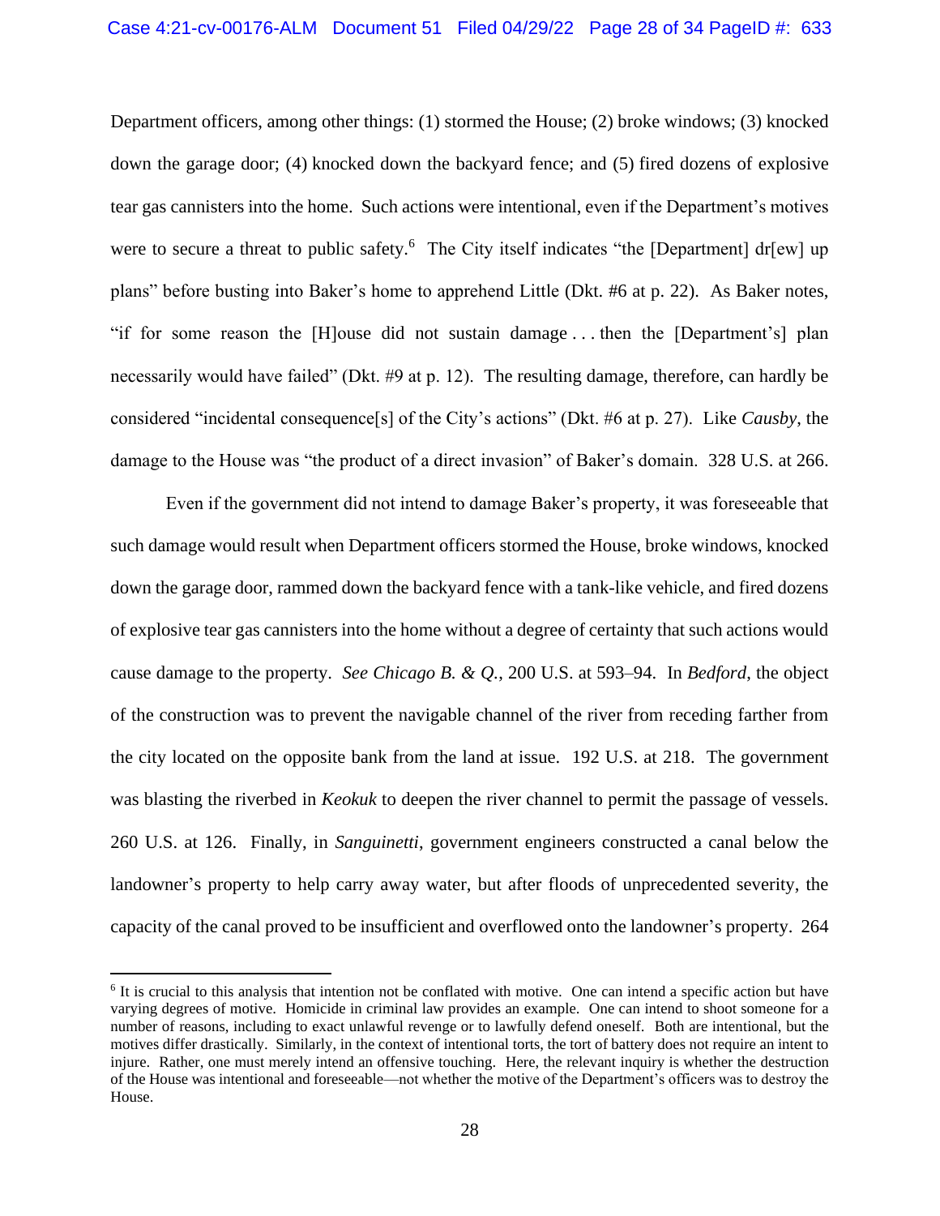Department officers, among other things: (1) stormed the House; (2) broke windows; (3) knocked down the garage door; (4) knocked down the backyard fence; and (5) fired dozens of explosive tear gas cannisters into the home. Such actions were intentional, even if the Department's motives were to secure a threat to public safety.[6] The City itself indicates "the [Department] dr[ew] up plans" before busting into Baker's home to apprehend Little (Dkt. #6 at p. 22). As Baker notes, "if for some reason the [H]ouse did not sustain damage . . . then the [Department's] plan necessarily would have failed" (Dkt. #9 at p. 12). The resulting damage, therefore, can hardly be considered "incidental consequence[s] of the City's actions" (Dkt. #6 at p. 27). Like *Causby*, the damage to the House was "the product of a direct invasion" of Baker's domain. 328 U.S. at 266.

Even if the government did not intend to damage Baker's property, it was foreseeable that such damage would result when Department officers stormed the House, broke windows, knocked down the garage door, rammed down the backyard fence with a tank-like vehicle, and fired dozens of explosive tear gas cannisters into the home without a degree of certainty that such actions would cause damage to the property. *See Chicago B. & Q.*, 200 U.S. at 593–94. In *Bedford*, the object of the construction was to prevent the navigable channel of the river from receding farther from the city located on the opposite bank from the land at issue. 192 U.S. at 218. The government was blasting the riverbed in *Keokuk* to deepen the river channel to permit the passage of vessels. 260 U.S. at 126. Finally, in *Sanguinetti*, government engineers constructed a canal below the landowner's property to help carry away water, but after floods of unprecedented severity, the capacity of the canal proved to be insufficient and overflowed onto the landowner's property. 264

---

[6] It is crucial to this analysis that intention not be conflated with motive. One can intend a specific action but have varying degrees of motive. Homicide in criminal law provides an example. One can intend to shoot someone for a number of reasons, including to exact unlawful revenge or to lawfully defend oneself. Both are intentional, but the motives differ drastically. Similarly, in the context of intentional torts, the tort of battery does not require an intent to injure. Rather, one must merely intend an offensive touching. Here, the relevant inquiry is whether the destruction of the House was intentional and foreseeable—not whether the motive of the Department's officers was to destroy the House.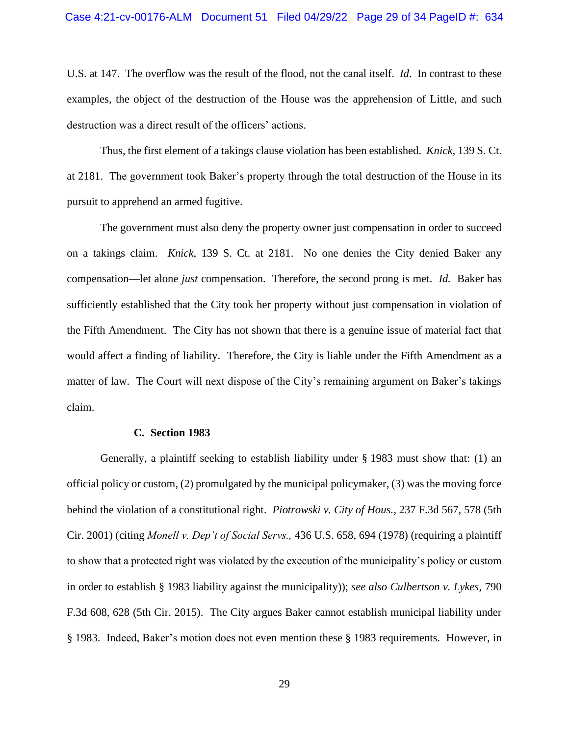U.S. at 147. The overflow was the result of the flood, not the canal itself. *Id*. In contrast to these examples, the object of the destruction of the House was the apprehension of Little, and such destruction was a direct result of the officers' actions.

Thus, the first element of a takings clause violation has been established. *Knick*, 139 S. Ct. at 2181. The government took Baker's property through the total destruction of the House in its pursuit to apprehend an armed fugitive.

The government must also deny the property owner just compensation in order to succeed on a takings claim. *Knick*, 139 S. Ct. at 2181. No one denies the City denied Baker any compensation—let alone *just* compensation. Therefore, the second prong is met. *Id.* Baker has sufficiently established that the City took her property without just compensation in violation of the Fifth Amendment. The City has not shown that there is a genuine issue of material fact that would affect a finding of liability. Therefore, the City is liable under the Fifth Amendment as a matter of law. The Court will next dispose of the City's remaining argument on Baker's takings claim.

### C. Section 1983

Generally, a plaintiff seeking to establish liability under § 1983 must show that: (1) an official policy or custom, (2) promulgated by the municipal policymaker, (3) was the moving force behind the violation of a constitutional right. *Piotrowski v. City of Hous.*, 237 F.3d 567, 578 (5th Cir. 2001) (citing *Monell v. Dep't of Social Servs.,* 436 U.S. 658, 694 (1978) (requiring a plaintiff to show that a protected right was violated by the execution of the municipality's policy or custom in order to establish § 1983 liability against the municipality)); *see also Culbertson v. Lykes*, 790 F.3d 608, 628 (5th Cir. 2015). The City argues Baker cannot establish municipal liability under § 1983. Indeed, Baker's motion does not even mention these § 1983 requirements. However, in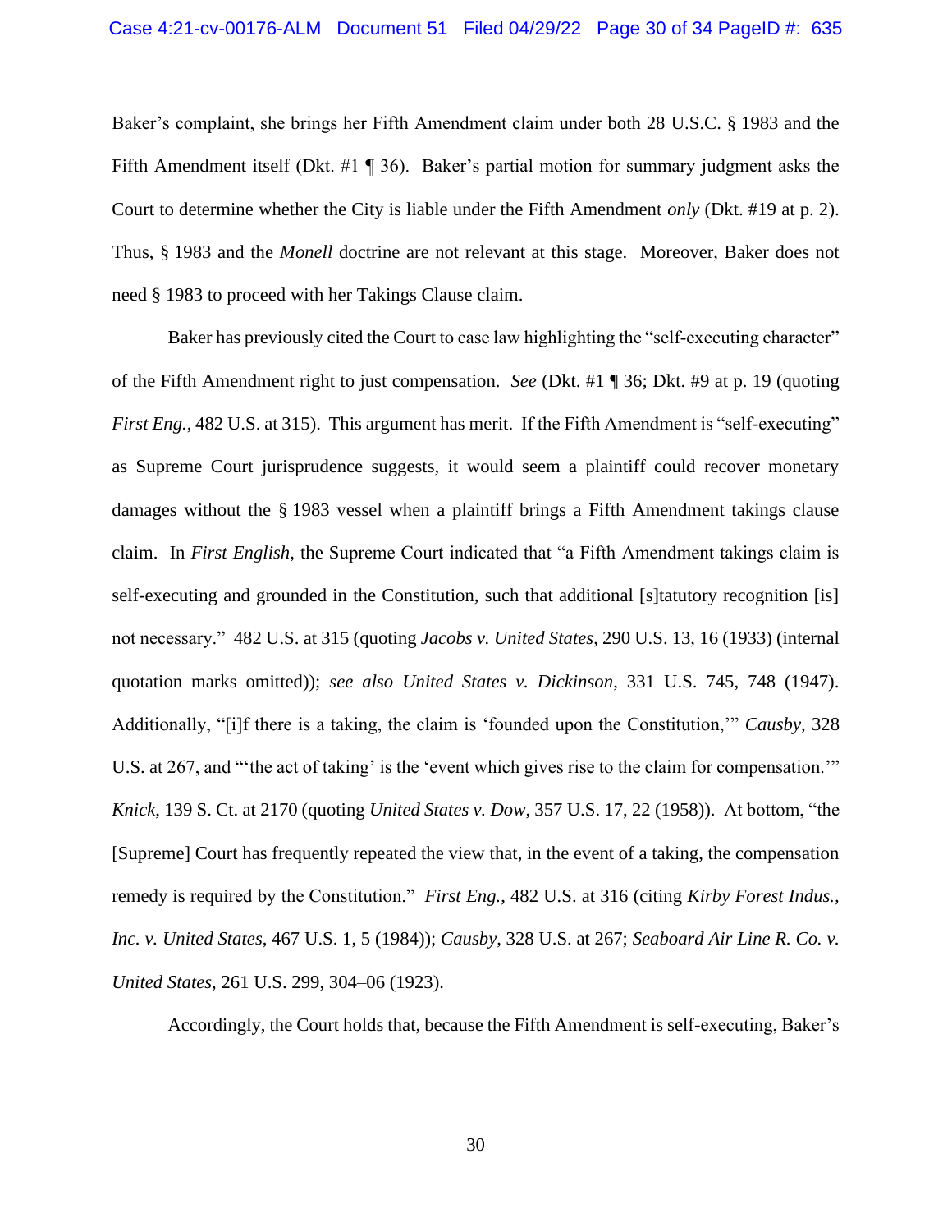Baker's complaint, she brings her Fifth Amendment claim under both 28 U.S.C. § 1983 and the Fifth Amendment itself (Dkt. #1 ¶ 36). Baker's partial motion for summary judgment asks the Court to determine whether the City is liable under the Fifth Amendment *only* (Dkt. #19 at p. 2). Thus, § 1983 and the *Monell* doctrine are not relevant at this stage. Moreover, Baker does not need § 1983 to proceed with her Takings Clause claim.

Baker has previously cited the Court to case law highlighting the "self-executing character" of the Fifth Amendment right to just compensation. *See* (Dkt. #1 ¶ 36; Dkt. #9 at p. 19 (quoting *First Eng.*, 482 U.S. at 315). This argument has merit. If the Fifth Amendment is "self-executing" as Supreme Court jurisprudence suggests, it would seem a plaintiff could recover monetary damages without the § 1983 vessel when a plaintiff brings a Fifth Amendment takings clause claim. In *First English*, the Supreme Court indicated that "a Fifth Amendment takings claim is self-executing and grounded in the Constitution, such that additional [s]tatutory recognition [is] not necessary." 482 U.S. at 315 (quoting *Jacobs v. United States*, 290 U.S. 13, 16 (1933) (internal quotation marks omitted)); *see also United States v. Dickinson*, 331 U.S. 745, 748 (1947). Additionally, "[i]f there is a taking, the claim is 'founded upon the Constitution,'" *Causby*, 328 U.S. at 267, and "'the act of taking' is the 'event which gives rise to the claim for compensation.'" *Knick*, 139 S. Ct. at 2170 (quoting *United States v. Dow*, 357 U.S. 17, 22 (1958)). At bottom, "the [Supreme] Court has frequently repeated the view that, in the event of a taking, the compensation remedy is required by the Constitution." *First Eng.*, 482 U.S. at 316 (citing *Kirby Forest Indus., Inc. v. United States*, 467 U.S. 1, 5 (1984)); *Causby*, 328 U.S. at 267; *Seaboard Air Line R. Co. v. United States*, 261 U.S. 299, 304–06 (1923).

Accordingly, the Court holds that, because the Fifth Amendment is self-executing, Baker's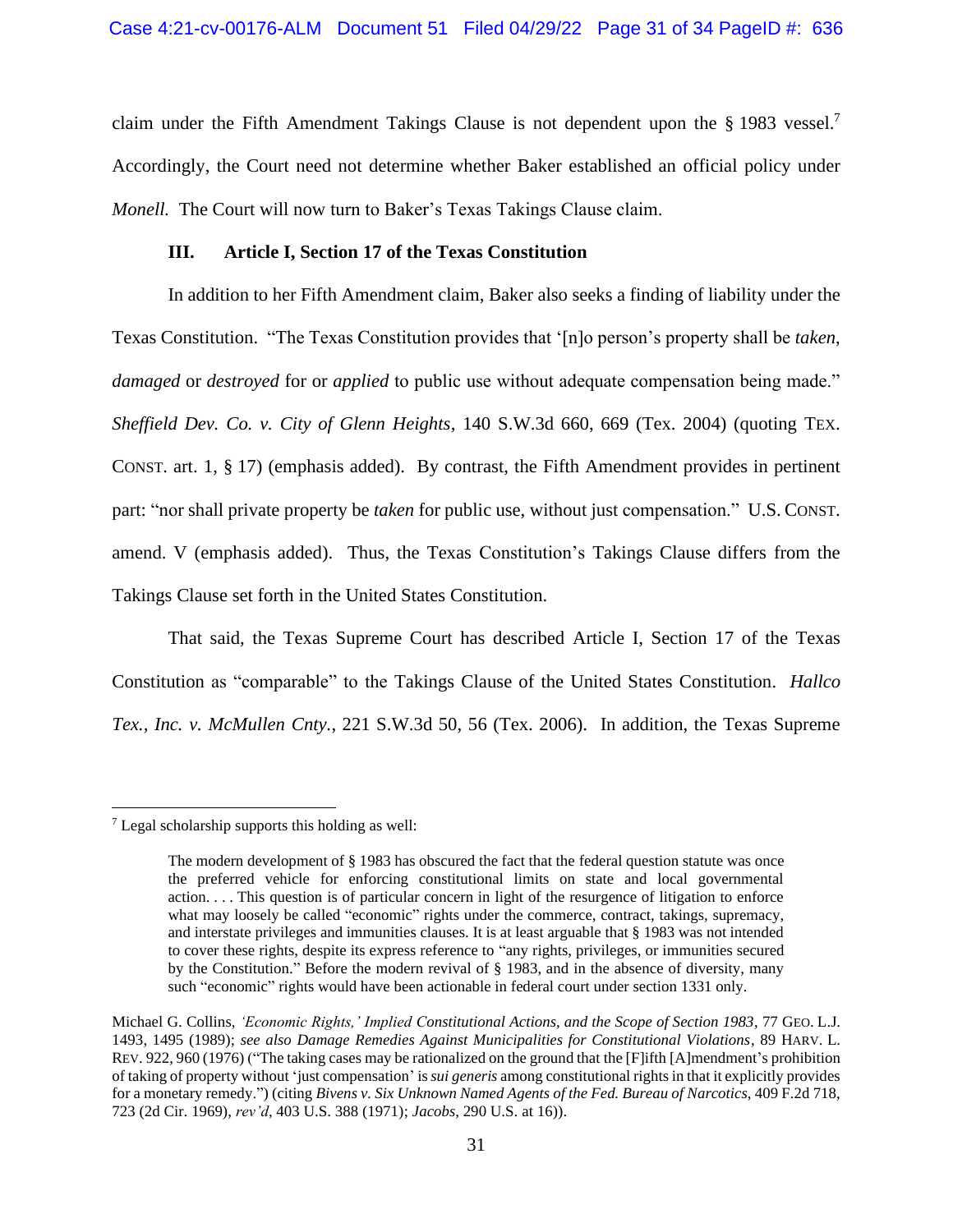claim under the Fifth Amendment Takings Clause is not dependent upon the § 1983 vessel.[7] Accordingly, the Court need not determine whether Baker established an official policy under *Monell.* The Court will now turn to Baker's Texas Takings Clause claim.

### III. Article I, Section 17 of the Texas Constitution

In addition to her Fifth Amendment claim, Baker also seeks a finding of liability under the Texas Constitution. "The Texas Constitution provides that '[n]o person's property shall be *taken*, *damaged* or *destroyed* for or *applied* to public use without adequate compensation being made." *Sheffield Dev. Co. v. City of Glenn Heights*, 140 S.W.3d 660, 669 (Tex. 2004) (quoting TEX. CONST. art. 1, § 17) (emphasis added). By contrast, the Fifth Amendment provides in pertinent part: "nor shall private property be *taken* for public use, without just compensation." U.S. CONST. amend. V (emphasis added). Thus, the Texas Constitution's Takings Clause differs from the Takings Clause set forth in the United States Constitution.

That said, the Texas Supreme Court has described Article I, Section 17 of the Texas Constitution as "comparable" to the Takings Clause of the United States Constitution. *Hallco Tex., Inc. v. McMullen Cnty.*, 221 S.W.3d 50, 56 (Tex. 2006). In addition, the Texas Supreme

---

[7] Legal scholarship supports this holding as well:

> The modern development of § 1983 has obscured the fact that the federal question statute was once the preferred vehicle for enforcing constitutional limits on state and local governmental action. . . . This question is of particular concern in light of the resurgence of litigation to enforce what may loosely be called "economic" rights under the commerce, contract, takings, supremacy, and interstate privileges and immunities clauses. It is at least arguable that § 1983 was not intended to cover these rights, despite its express reference to "any rights, privileges, or immunities secured by the Constitution." Before the modern revival of § 1983, and in the absence of diversity, many such "economic" rights would have been actionable in federal court under section 1331 only.

Michael G. Collins, *'Economic Rights,' Implied Constitutional Actions, and the Scope of Section 1983*, 77 GEO. L.J. 1493, 1495 (1989); *see also Damage Remedies Against Municipalities for Constitutional Violations*, 89 HARV. L. REV. 922, 960 (1976) ("The taking cases may be rationalized on the ground that the [F]ifth [A]mendment's prohibition of taking of property without 'just compensation' is *sui generis* among constitutional rights in that it explicitly provides for a monetary remedy.") (citing *Bivens v. Six Unknown Named Agents of the Fed. Bureau of Narcotics*, 409 F.2d 718, 723 (2d Cir. 1969), *rev'd*, 403 U.S. 388 (1971); *Jacobs*, 290 U.S. at 16)).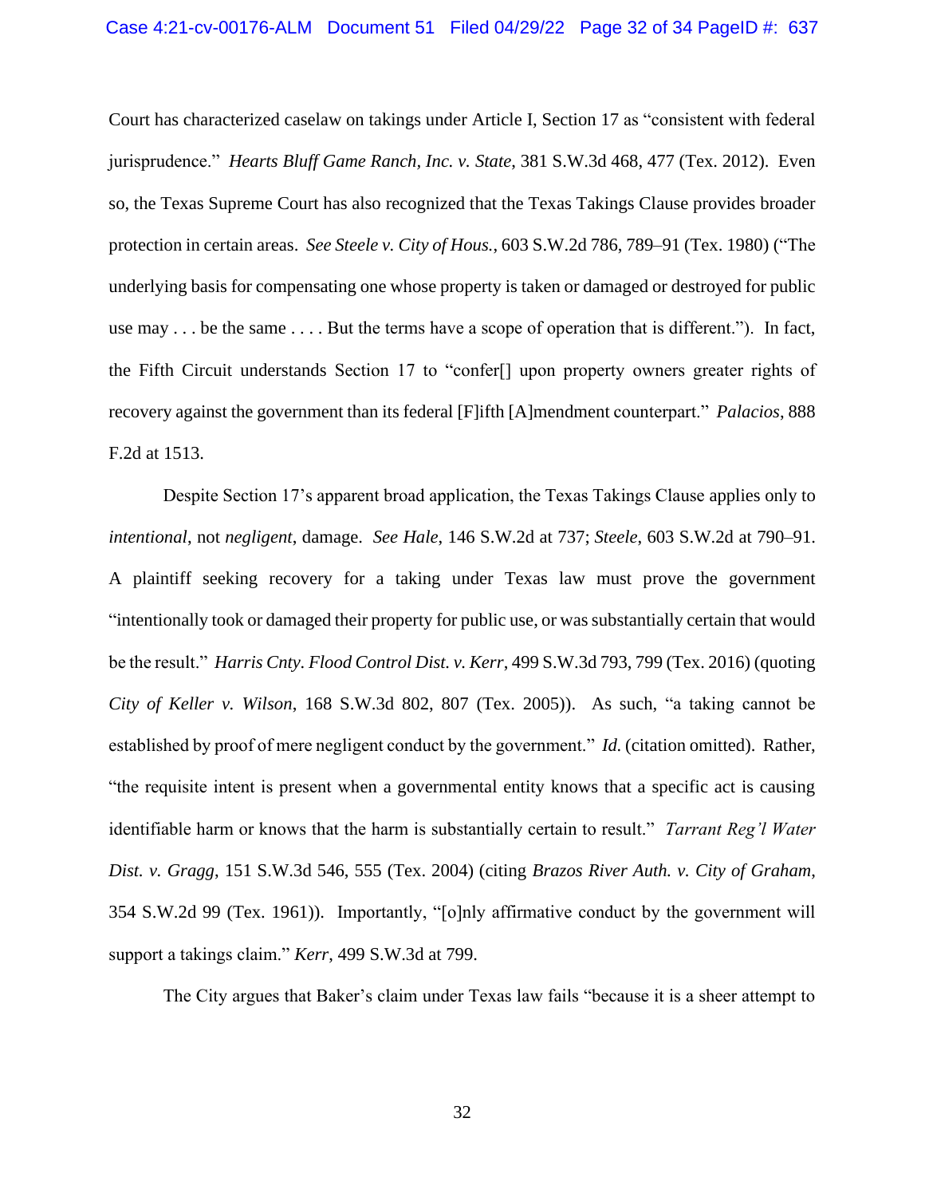Court has characterized caselaw on takings under Article I, Section 17 as "consistent with federal jurisprudence." *Hearts Bluff Game Ranch, Inc. v. State*, 381 S.W.3d 468, 477 (Tex. 2012). Even so, the Texas Supreme Court has also recognized that the Texas Takings Clause provides broader protection in certain areas. *See Steele v. City of Hous.*, 603 S.W.2d 786, 789–91 (Tex. 1980) ("The underlying basis for compensating one whose property is taken or damaged or destroyed for public use may . . . be the same . . . . But the terms have a scope of operation that is different."). In fact, the Fifth Circuit understands Section 17 to "confer[] upon property owners greater rights of recovery against the government than its federal [F]ifth [A]mendment counterpart." *Palacios*, 888 F.2d at 1513.

Despite Section 17's apparent broad application, the Texas Takings Clause applies only to *intentional*, not *negligent*, damage. *See Hale*, 146 S.W.2d at 737; *Steele*, 603 S.W.2d at 790–91. A plaintiff seeking recovery for a taking under Texas law must prove the government "intentionally took or damaged their property for public use, or was substantially certain that would be the result." *Harris Cnty. Flood Control Dist. v. Kerr*, 499 S.W.3d 793, 799 (Tex. 2016) (quoting *City of Keller v. Wilson*, 168 S.W.3d 802, 807 (Tex. 2005)). As such, "a taking cannot be established by proof of mere negligent conduct by the government." *Id.* (citation omitted). Rather, "the requisite intent is present when a governmental entity knows that a specific act is causing identifiable harm or knows that the harm is substantially certain to result." *Tarrant Reg'l Water Dist. v. Gragg*, 151 S.W.3d 546, 555 (Tex. 2004) (citing *Brazos River Auth. v. City of Graham*, 354 S.W.2d 99 (Tex. 1961)). Importantly, "[o]nly affirmative conduct by the government will support a takings claim." *Kerr*, 499 S.W.3d at 799.

The City argues that Baker's claim under Texas law fails "because it is a sheer attempt to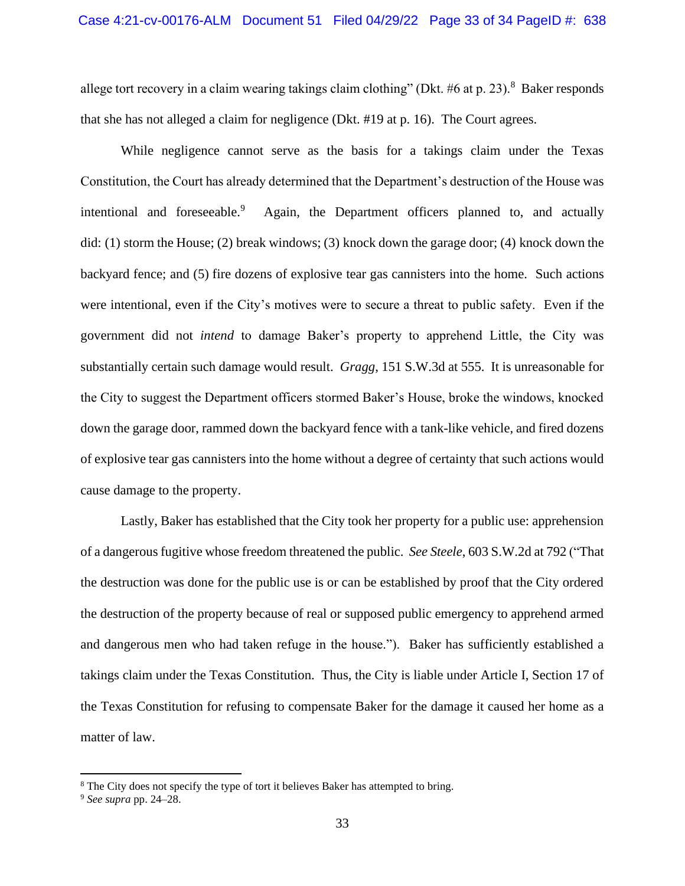allege tort recovery in a claim wearing takings claim clothing" (Dkt. #6 at p. 23).[8] Baker responds that she has not alleged a claim for negligence (Dkt. #19 at p. 16). The Court agrees.

While negligence cannot serve as the basis for a takings claim under the Texas Constitution, the Court has already determined that the Department's destruction of the House was intentional and foreseeable.[9] Again, the Department officers planned to, and actually did: (1) storm the House; (2) break windows; (3) knock down the garage door; (4) knock down the backyard fence; and (5) fire dozens of explosive tear gas cannisters into the home. Such actions were intentional, even if the City's motives were to secure a threat to public safety. Even if the government did not *intend* to damage Baker's property to apprehend Little, the City was substantially certain such damage would result. *Gragg*, 151 S.W.3d at 555. It is unreasonable for the City to suggest the Department officers stormed Baker's House, broke the windows, knocked down the garage door, rammed down the backyard fence with a tank-like vehicle, and fired dozens of explosive tear gas cannisters into the home without a degree of certainty that such actions would cause damage to the property.

Lastly, Baker has established that the City took her property for a public use: apprehension of a dangerous fugitive whose freedom threatened the public. *See Steele*, 603 S.W.2d at 792 ("That the destruction was done for the public use is or can be established by proof that the City ordered the destruction of the property because of real or supposed public emergency to apprehend armed and dangerous men who had taken refuge in the house."). Baker has sufficiently established a takings claim under the Texas Constitution. Thus, the City is liable under Article I, Section 17 of the Texas Constitution for refusing to compensate Baker for the damage it caused her home as a matter of law.

---

[8] The City does not specify the type of tort it believes Baker has attempted to bring.

[9] *See supra* pp. 24–28.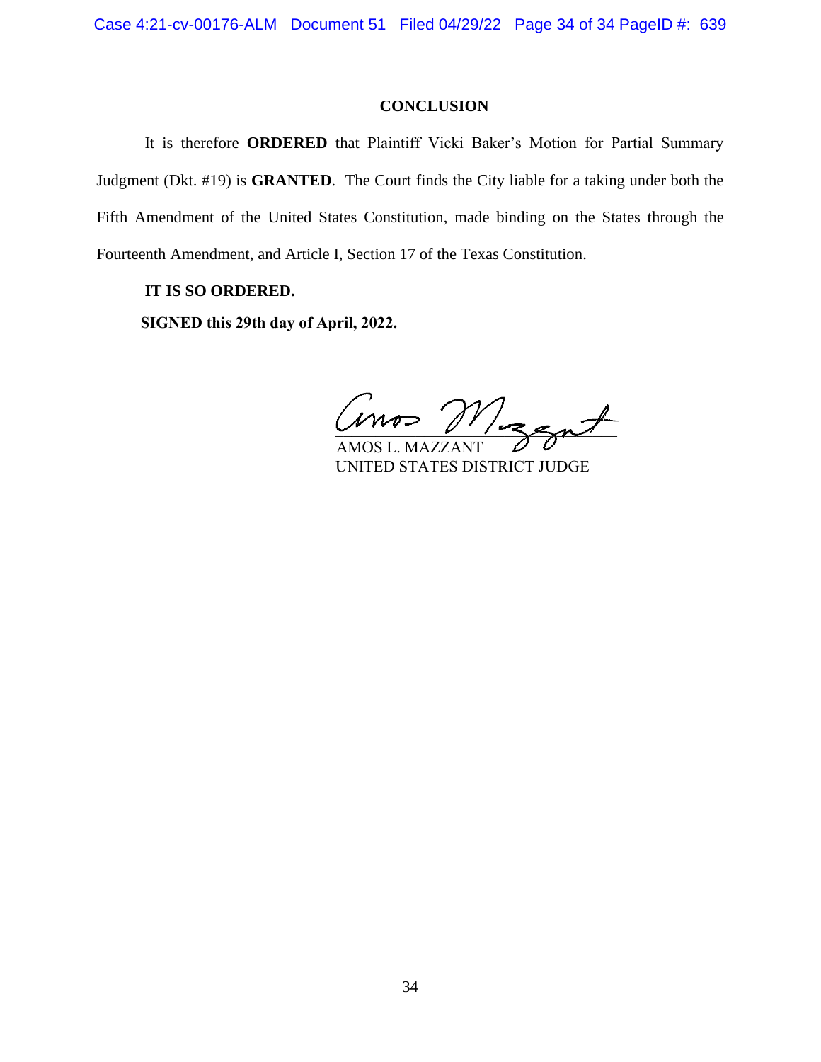## CONCLUSION

It is therefore **ORDERED** that Plaintiff Vicki Baker's Motion for Partial Summary Judgment (Dkt. #19) is **GRANTED**. The Court finds the City liable for a taking under both the Fifth Amendment of the United States Constitution, made binding on the States through the Fourteenth Amendment, and Article I, Section 17 of the Texas Constitution.

**IT IS SO ORDERED.**

**SIGNED this 29th day of April, 2022.**

AMOS L. MAZZANT
UNITED STATES DISTRICT JUDGE